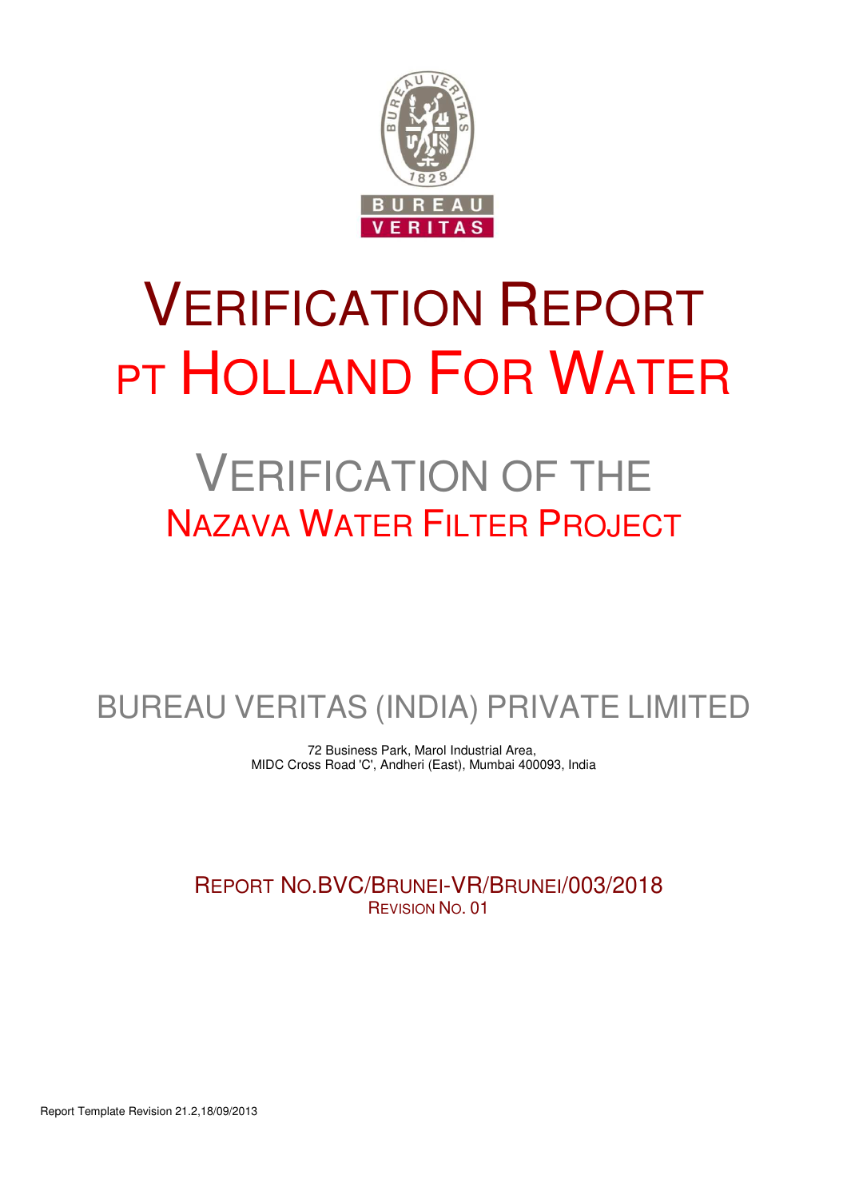# VERIFICATION REPORT
# PT HOLLAND FOR WATER

## VERIFICATION OF THE
## NAZAVA WATER FILTER PROJECT

BUREAU VERITAS (INDIA) PRIVATE LIMITED

72 Business Park, Marol Industrial Area,
MIDC Cross Road 'C', Andheri (East), Mumbai 400093, India

REPORT NO.BVC/BRUNEI-VR/BRUNEI/003/2018
REVISION NO. 01

Report Template Revision 21.2,18/09/2013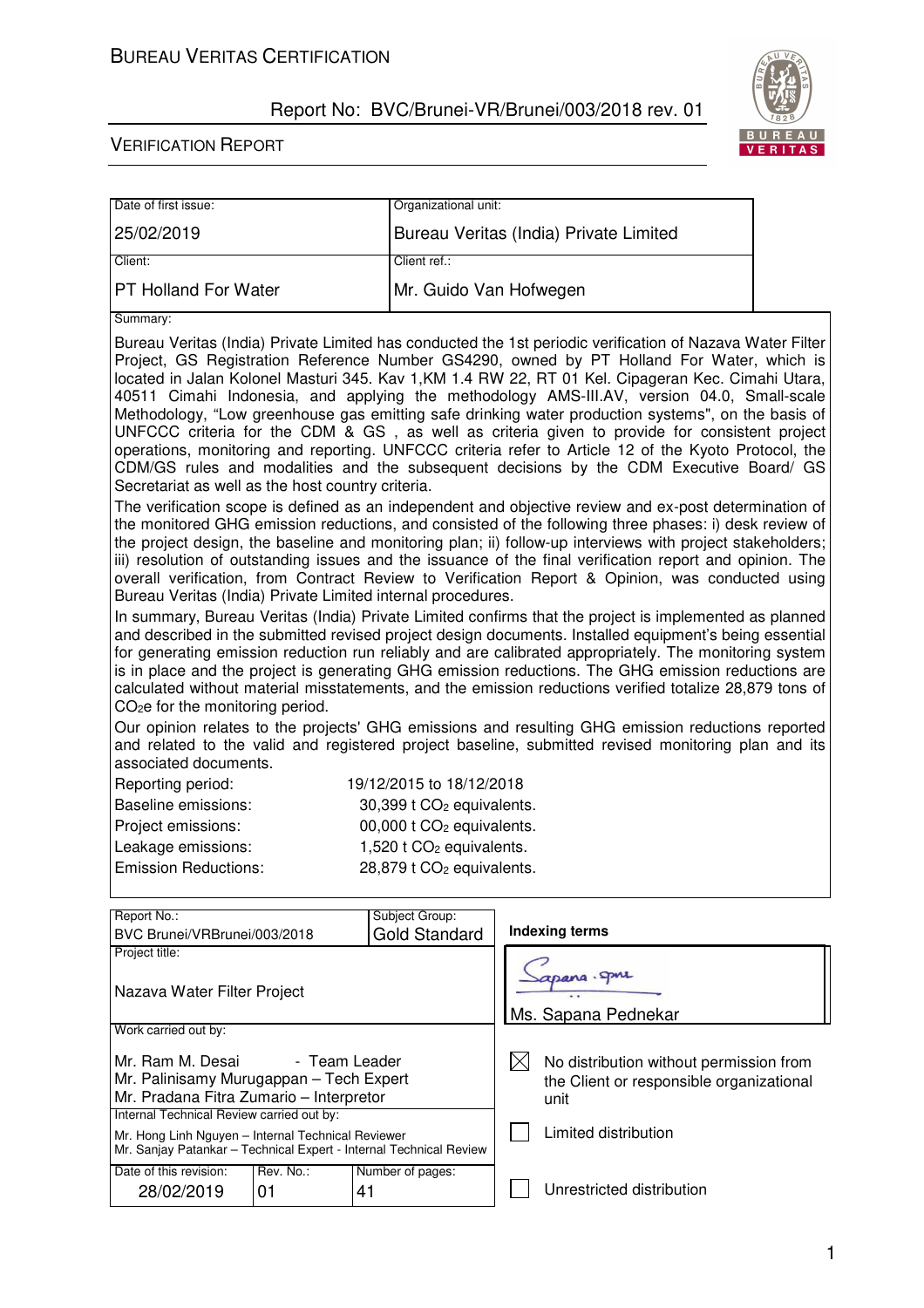| Date of first issue: | Organizational unit: |
|---|---|
| 25/02/2019 | Bureau Veritas (India) Private Limited |
| Client: | Client ref.: |
| PT Holland For Water | Mr. Guido Van Hofwegen |

Summary:

Bureau Veritas (India) Private Limited has conducted the 1st periodic verification of Nazava Water Filter Project, GS Registration Reference Number GS4290, owned by PT Holland For Water, which is located in Jalan Kolonel Masturi 345. Kav 1,KM 1.4 RW 22, RT 01 Kel. Cipageran Kec. Cimahi Utara, 40511 Cimahi Indonesia, and applying the methodology AMS-III.AV, version 04.0, Small-scale Methodology, "Low greenhouse gas emitting safe drinking water production systems", on the basis of UNFCCC criteria for the CDM & GS , as well as criteria given to provide for consistent project operations, monitoring and reporting. UNFCCC criteria refer to Article 12 of the Kyoto Protocol, the CDM/GS rules and modalities and the subsequent decisions by the CDM Executive Board/ GS Secretariat as well as the host country criteria.

The verification scope is defined as an independent and objective review and ex-post determination of the monitored GHG emission reductions, and consisted of the following three phases: i) desk review of the project design, the baseline and monitoring plan; ii) follow-up interviews with project stakeholders; iii) resolution of outstanding issues and the issuance of the final verification report and opinion. The overall verification, from Contract Review to Verification Report & Opinion, was conducted using Bureau Veritas (India) Private Limited internal procedures.

In summary, Bureau Veritas (India) Private Limited confirms that the project is implemented as planned and described in the submitted revised project design documents. Installed equipment's being essential for generating emission reduction run reliably and are calibrated appropriately. The monitoring system is in place and the project is generating GHG emission reductions. The GHG emission reductions are calculated without material misstatements, and the emission reductions verified totalize 28,879 tons of $CO_2e$ for the monitoring period.

Our opinion relates to the projects' GHG emissions and resulting GHG emission reductions reported and related to the valid and registered project baseline, submitted revised monitoring plan and its associated documents.

| | |
|---|---|
| Reporting period: | 19/12/2015 to 18/12/2018 |
| Baseline emissions: | 30,399 t $CO_2$ equivalents. |
| Project emissions: | 00,000 t $CO_2$ equivalents. |
| Leakage emissions: | 1,520 t $CO_2$ equivalents. |
| Emission Reductions: | 28,879 t $CO_2$ equivalents. |

| Report No.: | Subject Group: | Indexing terms |
|---|---|---|
| BVC Brunei/VRBrunei/003/2018 | Gold Standard | |
| Project title: Nazava Water Filter Project | | Ms. Sapana Pednekar |
| Work carried out by: Mr. Ram M. Desai - Team Leader; Mr. Palinisamy Murugappan – Tech Expert; Mr. Pradana Fitra Zumario – Interpretor | | ☒ No distribution without permission from the Client or responsible organizational unit |
| Internal Technical Review carried out by: Mr. Hong Linh Nguyen – Internal Technical Reviewer; Mr. Sanjay Patankar – Technical Expert - Internal Technical Review | | ☐ Limited distribution |
| Date of this revision: 28/02/2019 · Rev. No.: 01 | Number of pages: 41 | ☐ Unrestricted distribution |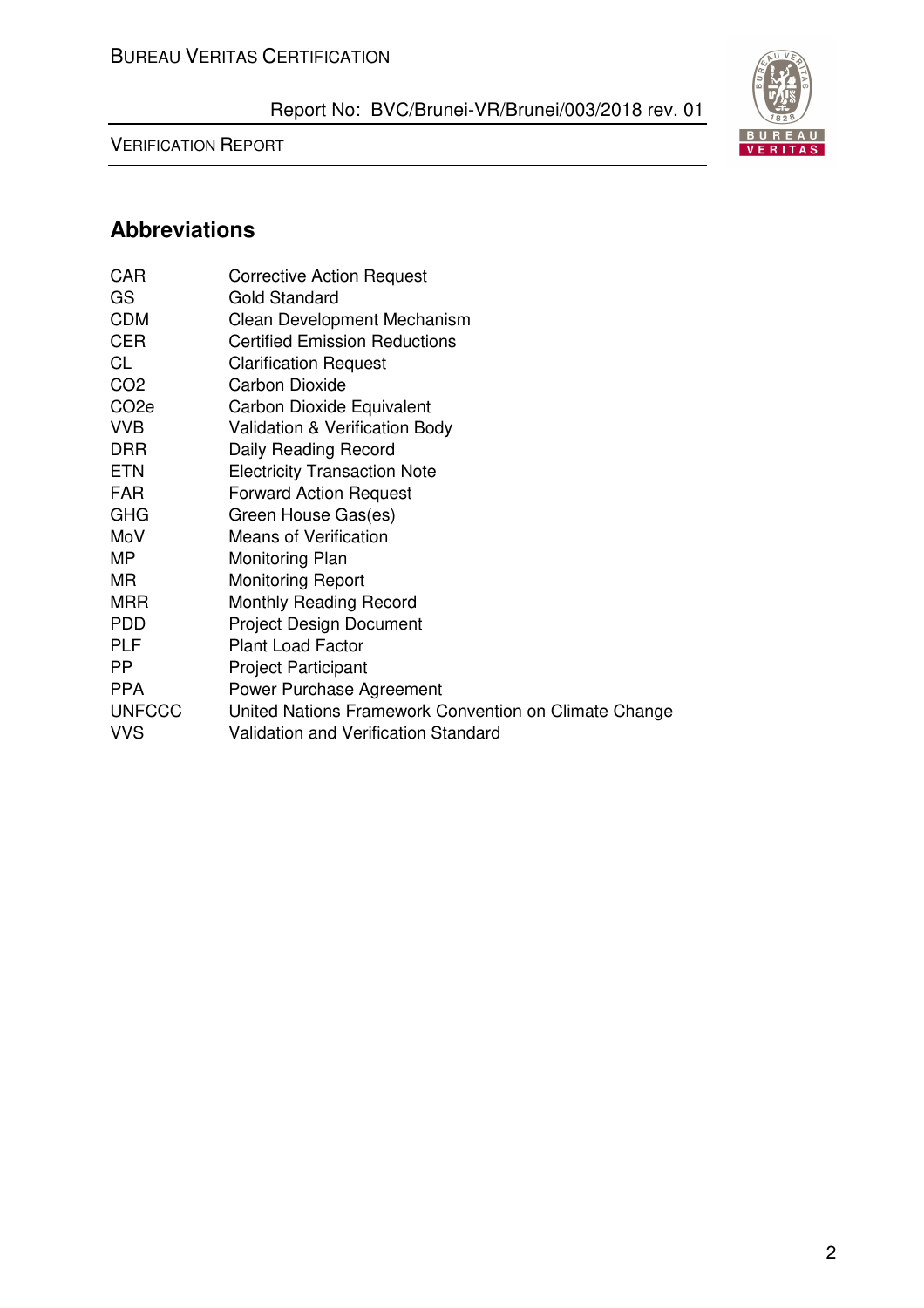## Abbreviations

| | |
|---|---|
| CAR | Corrective Action Request |
| GS | Gold Standard |
| CDM | Clean Development Mechanism |
| CER | Certified Emission Reductions |
| CL | Clarification Request |
| $CO_2$ | Carbon Dioxide |
| $CO_2e$ | Carbon Dioxide Equivalent |
| VVB | Validation & Verification Body |
| DRR | Daily Reading Record |
| ETN | Electricity Transaction Note |
| FAR | Forward Action Request |
| GHG | Green House Gas(es) |
| MoV | Means of Verification |
| MP | Monitoring Plan |
| MR | Monitoring Report |
| MRR | Monthly Reading Record |
| PDD | Project Design Document |
| PLF | Plant Load Factor |
| PP | Project Participant |
| PPA | Power Purchase Agreement |
| UNFCCC | United Nations Framework Convention on Climate Change |
| VVS | Validation and Verification Standard |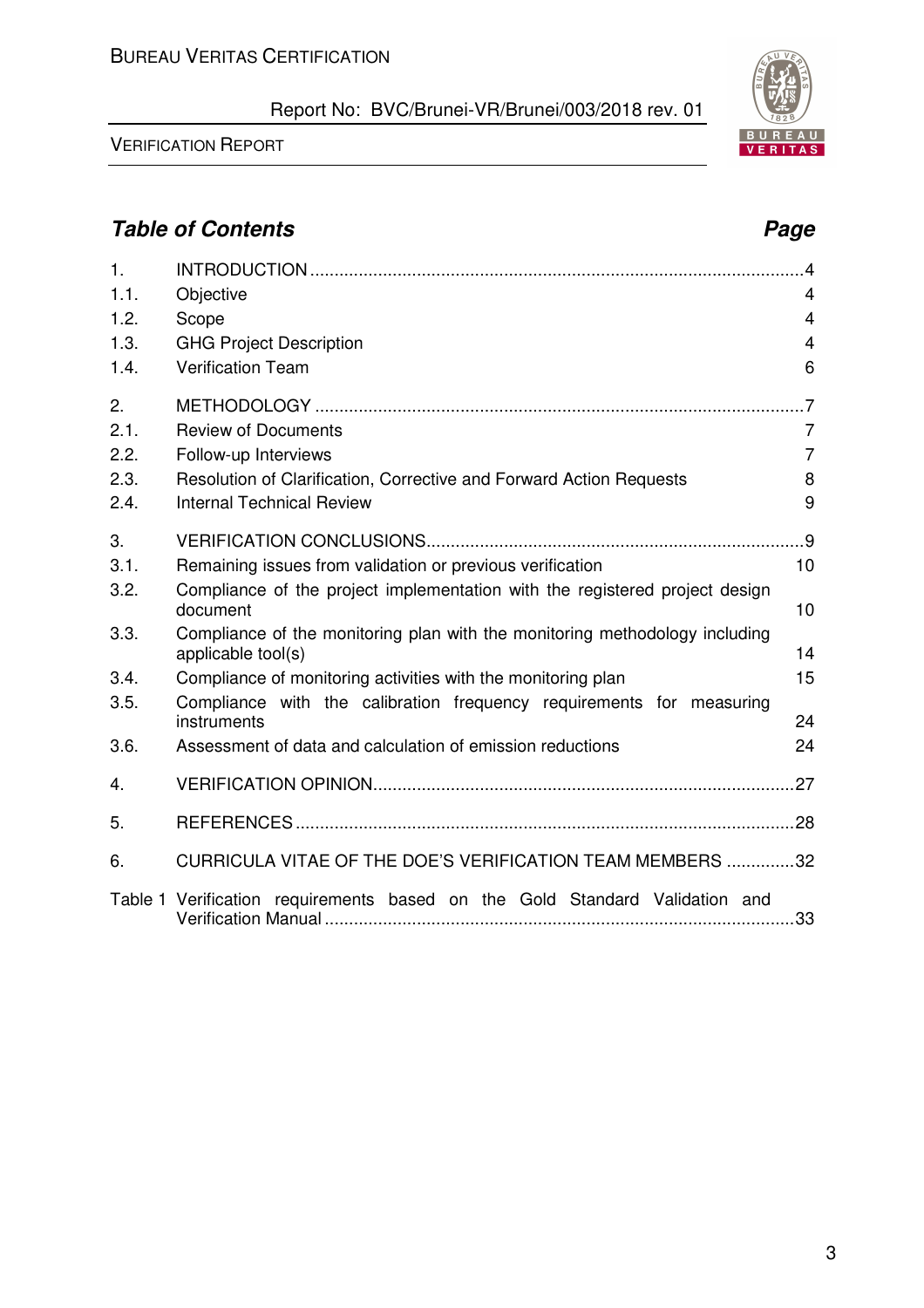## *Table of Contents* — *Page*

| | | |
|---|---|---|
| 1. | INTRODUCTION | 4 |
| 1.1. | Objective | 4 |
| 1.2. | Scope | 4 |
| 1.3. | GHG Project Description | 4 |
| 1.4. | Verification Team | 6 |
| 2. | METHODOLOGY | 7 |
| 2.1. | Review of Documents | 7 |
| 2.2. | Follow-up Interviews | 7 |
| 2.3. | Resolution of Clarification, Corrective and Forward Action Requests | 8 |
| 2.4. | Internal Technical Review | 9 |
| 3. | VERIFICATION CONCLUSIONS | 9 |
| 3.1. | Remaining issues from validation or previous verification | 10 |
| 3.2. | Compliance of the project implementation with the registered project design document | 10 |
| 3.3. | Compliance of the monitoring plan with the monitoring methodology including applicable tool(s) | 14 |
| 3.4. | Compliance of monitoring activities with the monitoring plan | 15 |
| 3.5. | Compliance with the calibration frequency requirements for measuring instruments | 24 |
| 3.6. | Assessment of data and calculation of emission reductions | 24 |
| 4. | VERIFICATION OPINION | 27 |
| 5. | REFERENCES | 28 |
| 6. | CURRICULA VITAE OF THE DOE'S VERIFICATION TEAM MEMBERS | 32 |
| Table 1 | Verification requirements based on the Gold Standard Validation and Verification Manual | 33 |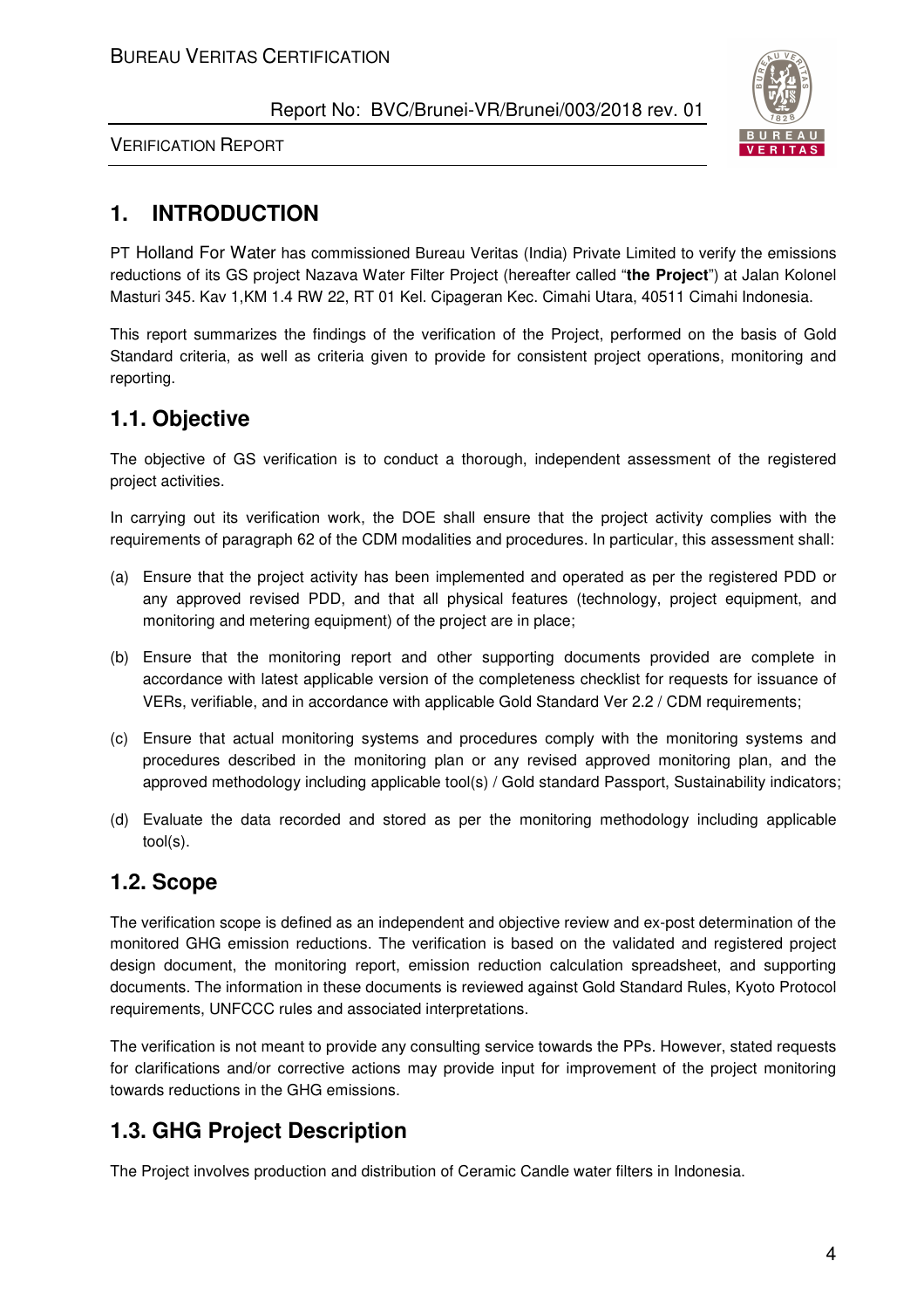# 1. INTRODUCTION

PT Holland For Water has commissioned Bureau Veritas (India) Private Limited to verify the emissions reductions of its GS project Nazava Water Filter Project (hereafter called "**the Project**") at Jalan Kolonel Masturi 345. Kav 1,KM 1.4 RW 22, RT 01 Kel. Cipageran Kec. Cimahi Utara, 40511 Cimahi Indonesia.

This report summarizes the findings of the verification of the Project, performed on the basis of Gold Standard criteria, as well as criteria given to provide for consistent project operations, monitoring and reporting.

## 1.1. Objective

The objective of GS verification is to conduct a thorough, independent assessment of the registered project activities.

In carrying out its verification work, the DOE shall ensure that the project activity complies with the requirements of paragraph 62 of the CDM modalities and procedures. In particular, this assessment shall:

(a) Ensure that the project activity has been implemented and operated as per the registered PDD or any approved revised PDD, and that all physical features (technology, project equipment, and monitoring and metering equipment) of the project are in place;

(b) Ensure that the monitoring report and other supporting documents provided are complete in accordance with latest applicable version of the completeness checklist for requests for issuance of VERs, verifiable, and in accordance with applicable Gold Standard Ver 2.2 / CDM requirements;

(c) Ensure that actual monitoring systems and procedures comply with the monitoring systems and procedures described in the monitoring plan or any revised approved monitoring plan, and the approved methodology including applicable tool(s) / Gold standard Passport, Sustainability indicators;

(d) Evaluate the data recorded and stored as per the monitoring methodology including applicable tool(s).

## 1.2. Scope

The verification scope is defined as an independent and objective review and ex-post determination of the monitored GHG emission reductions. The verification is based on the validated and registered project design document, the monitoring report, emission reduction calculation spreadsheet, and supporting documents. The information in these documents is reviewed against Gold Standard Rules, Kyoto Protocol requirements, UNFCCC rules and associated interpretations.

The verification is not meant to provide any consulting service towards the PPs. However, stated requests for clarifications and/or corrective actions may provide input for improvement of the project monitoring towards reductions in the GHG emissions.

## 1.3. GHG Project Description

The Project involves production and distribution of Ceramic Candle water filters in Indonesia.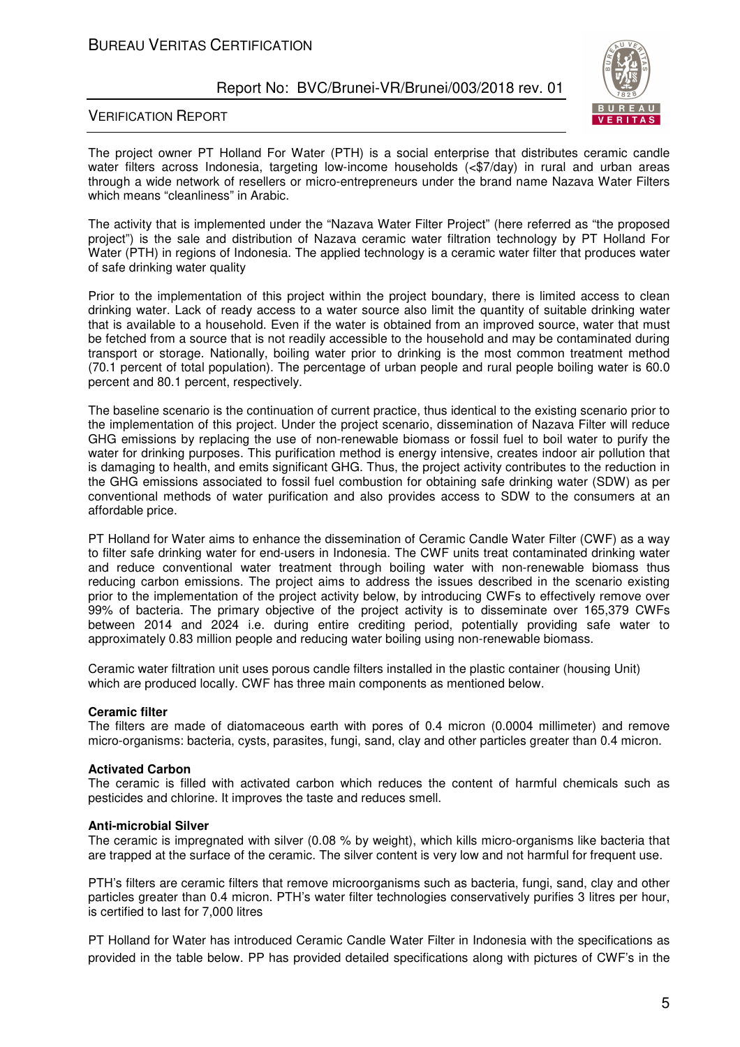The project owner PT Holland For Water (PTH) is a social enterprise that distributes ceramic candle water filters across Indonesia, targeting low-income households (<$7/day) in rural and urban areas through a wide network of resellers or micro-entrepreneurs under the brand name Nazava Water Filters which means "cleanliness" in Arabic.

The activity that is implemented under the "Nazava Water Filter Project" (here referred as "the proposed project") is the sale and distribution of Nazava ceramic water filtration technology by PT Holland For Water (PTH) in regions of Indonesia. The applied technology is a ceramic water filter that produces water of safe drinking water quality

Prior to the implementation of this project within the project boundary, there is limited access to clean drinking water. Lack of ready access to a water source also limit the quantity of suitable drinking water that is available to a household. Even if the water is obtained from an improved source, water that must be fetched from a source that is not readily accessible to the household and may be contaminated during transport or storage. Nationally, boiling water prior to drinking is the most common treatment method (70.1 percent of total population). The percentage of urban people and rural people boiling water is 60.0 percent and 80.1 percent, respectively.

The baseline scenario is the continuation of current practice, thus identical to the existing scenario prior to the implementation of this project. Under the project scenario, dissemination of Nazava Filter will reduce GHG emissions by replacing the use of non-renewable biomass or fossil fuel to boil water to purify the water for drinking purposes. This purification method is energy intensive, creates indoor air pollution that is damaging to health, and emits significant GHG. Thus, the project activity contributes to the reduction in the GHG emissions associated to fossil fuel combustion for obtaining safe drinking water (SDW) as per conventional methods of water purification and also provides access to SDW to the consumers at an affordable price.

PT Holland for Water aims to enhance the dissemination of Ceramic Candle Water Filter (CWF) as a way to filter safe drinking water for end-users in Indonesia. The CWF units treat contaminated drinking water and reduce conventional water treatment through boiling water with non-renewable biomass thus reducing carbon emissions. The project aims to address the issues described in the scenario existing prior to the implementation of the project activity below, by introducing CWFs to effectively remove over 99% of bacteria. The primary objective of the project activity is to disseminate over 165,379 CWFs between 2014 and 2024 i.e. during entire crediting period, potentially providing safe water to approximately 0.83 million people and reducing water boiling using non-renewable biomass.

Ceramic water filtration unit uses porous candle filters installed in the plastic container (housing Unit) which are produced locally. CWF has three main components as mentioned below.

**Ceramic filter**
The filters are made of diatomaceous earth with pores of 0.4 micron (0.0004 millimeter) and remove micro-organisms: bacteria, cysts, parasites, fungi, sand, clay and other particles greater than 0.4 micron.

**Activated Carbon**
The ceramic is filled with activated carbon which reduces the content of harmful chemicals such as pesticides and chlorine. It improves the taste and reduces smell.

**Anti-microbial Silver**
The ceramic is impregnated with silver (0.08 % by weight), which kills micro-organisms like bacteria that are trapped at the surface of the ceramic. The silver content is very low and not harmful for frequent use.

PTH's filters are ceramic filters that remove microorganisms such as bacteria, fungi, sand, clay and other particles greater than 0.4 micron. PTH's water filter technologies conservatively purifies 3 litres per hour, is certified to last for 7,000 litres

PT Holland for Water has introduced Ceramic Candle Water Filter in Indonesia with the specifications as provided in the table below. PP has provided detailed specifications along with pictures of CWF's in the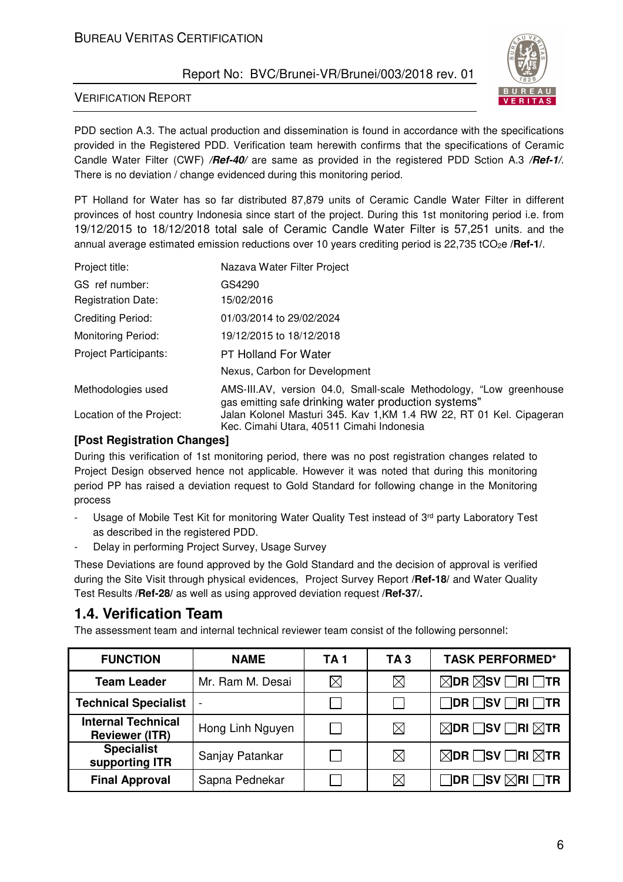PDD section A.3. The actual production and dissemination is found in accordance with the specifications provided in the Registered PDD. Verification team herewith confirms that the specifications of Ceramic Candle Water Filter (CWF) ***/Ref-40/*** are same as provided in the registered PDD Sction A.3 ***/Ref-1/***. There is no deviation / change evidenced during this monitoring period.

PT Holland for Water has so far distributed 87,879 units of Ceramic Candle Water Filter in different provinces of host country Indonesia since start of the project. During this 1st monitoring period i.e. from 19/12/2015 to 18/12/2018 total sale of Ceramic Candle Water Filter is 57,251 units. and the annual average estimated emission reductions over 10 years crediting period is 22,735 $tCO_{2}e$ /**Ref-1**/.

| | |
|---|---|
| Project title: | Nazava Water Filter Project |
| GS ref number: | GS4290 |
| Registration Date: | 15/02/2016 |
| Crediting Period: | 01/03/2014 to 29/02/2024 |
| Monitoring Period: | 19/12/2015 to 18/12/2018 |
| Project Participants: | PT Holland For Water<br>Nexus, Carbon for Development |
| Methodologies used | AMS-III.AV, version 04.0, Small-scale Methodology, "Low greenhouse gas emitting safe drinking water production systems" |
| Location of the Project: | Jalan Kolonel Masturi 345. Kav 1,KM 1.4 RW 22, RT 01 Kel. Cipageran Kec. Cimahi Utara, 40511 Cimahi Indonesia |

**[Post Registration Changes]**

During this verification of 1st monitoring period, there was no post registration changes related to Project Design observed hence not applicable. However it was noted that during this monitoring period PP has raised a deviation request to Gold Standard for following change in the Monitoring process

- Usage of Mobile Test Kit for monitoring Water Quality Test instead of 3rd party Laboratory Test as described in the registered PDD.
- Delay in performing Project Survey, Usage Survey

These Deviations are found approved by the Gold Standard and the decision of approval is verified during the Site Visit through physical evidences, Project Survey Report /**Ref-18**/ and Water Quality Test Results /**Ref-28**/ as well as using approved deviation request /**Ref-37**/**.**

## 1.4. Verification Team

The assessment team and internal technical reviewer team consist of the following personnel:

| FUNCTION | NAME | TA 1 | TA 3 | TASK PERFORMED* |
|---|---|---|---|---|
| Team Leader | Mr. Ram M. Desai | ☒ | ☒ | ☒DR ☒SV ☐RI ☐TR |
| Technical Specialist | - | ☐ | ☐ | ☐DR ☐SV ☐RI ☐TR |
| Internal Technical Reviewer (ITR) | Hong Linh Nguyen | ☐ | ☒ | ☒DR ☐SV ☐RI ☒TR |
| Specialist supporting ITR | Sanjay Patankar | ☐ | ☒ | ☒DR ☐SV ☐RI ☒TR |
| Final Approval | Sapna Pednekar | ☐ | ☒ | ☐DR ☐SV ☒RI ☐TR |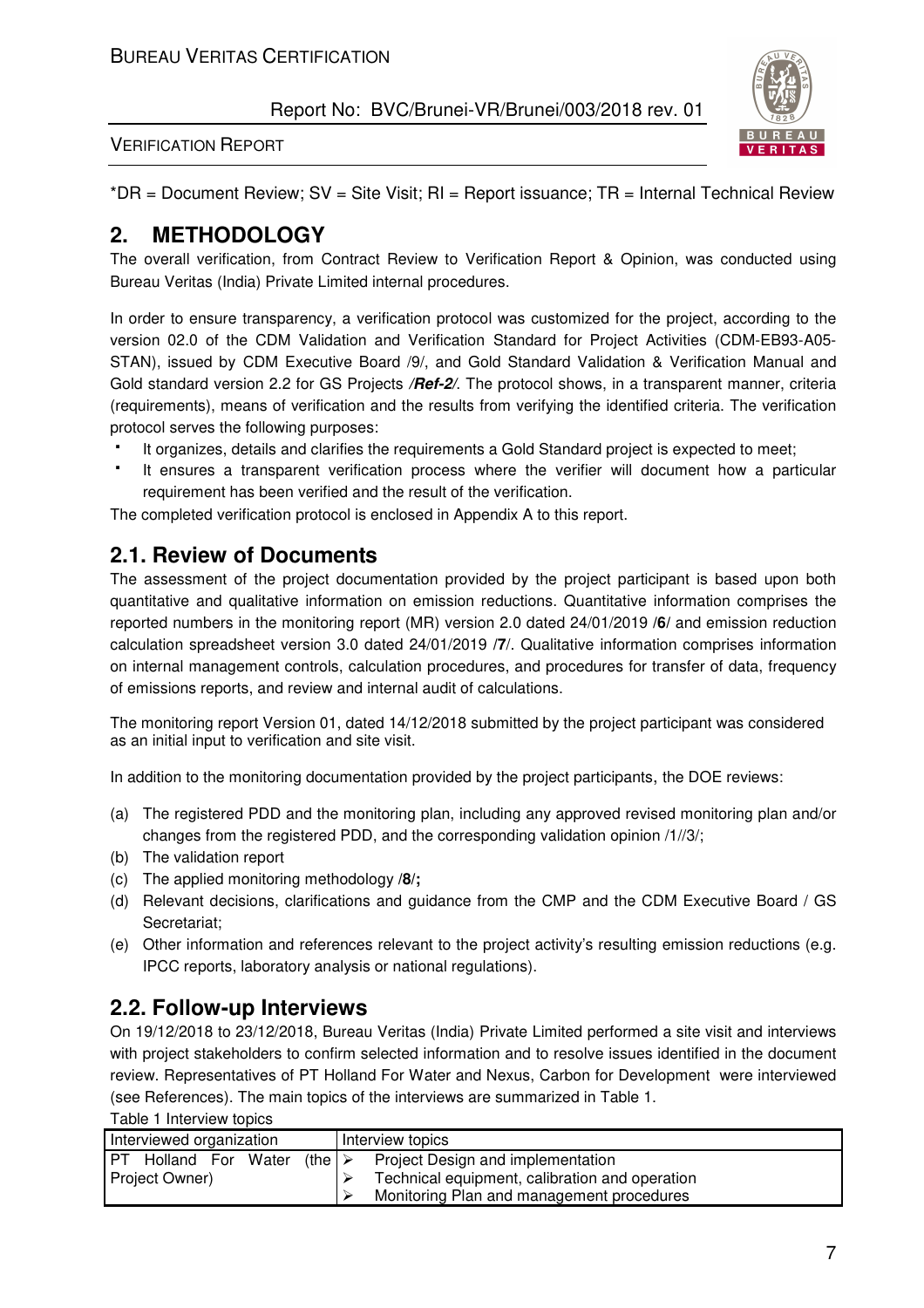*DR = Document Review; SV = Site Visit; RI = Report issuance; TR = Internal Technical Review

## 2. METHODOLOGY

The overall verification, from Contract Review to Verification Report & Opinion, was conducted using Bureau Veritas (India) Private Limited internal procedures.

In order to ensure transparency, a verification protocol was customized for the project, according to the version 02.0 of the CDM Validation and Verification Standard for Project Activities (CDM-EB93-A05-STAN), issued by CDM Executive Board /9/, and Gold Standard Validation & Verification Manual and Gold standard version 2.2 for GS Projects ***/Ref-2/***. The protocol shows, in a transparent manner, criteria (requirements), means of verification and the results from verifying the identified criteria. The verification protocol serves the following purposes:

- It organizes, details and clarifies the requirements a Gold Standard project is expected to meet;
- It ensures a transparent verification process where the verifier will document how a particular requirement has been verified and the result of the verification.

The completed verification protocol is enclosed in Appendix A to this report.

### 2.1. Review of Documents

The assessment of the project documentation provided by the project participant is based upon both quantitative and qualitative information on emission reductions. Quantitative information comprises the reported numbers in the monitoring report (MR) version 2.0 dated 24/01/2019 /**6**/ and emission reduction calculation spreadsheet version 3.0 dated 24/01/2019 /**7**/. Qualitative information comprises information on internal management controls, calculation procedures, and procedures for transfer of data, frequency of emissions reports, and review and internal audit of calculations.

The monitoring report Version 01, dated 14/12/2018 submitted by the project participant was considered as an initial input to verification and site visit.

In addition to the monitoring documentation provided by the project participants, the DOE reviews:

(a) The registered PDD and the monitoring plan, including any approved revised monitoring plan and/or changes from the registered PDD, and the corresponding validation opinion /1//3/;
(b) The validation report
(c) The applied monitoring methodology /**8**/**;**
(d) Relevant decisions, clarifications and guidance from the CMP and the CDM Executive Board / GS Secretariat;
(e) Other information and references relevant to the project activity's resulting emission reductions (e.g. IPCC reports, laboratory analysis or national regulations).

### 2.2. Follow-up Interviews

On 19/12/2018 to 23/12/2018, Bureau Veritas (India) Private Limited performed a site visit and interviews with project stakeholders to confirm selected information and to resolve issues identified in the document review. Representatives of PT Holland For Water and Nexus, Carbon for Development were interviewed (see References). The main topics of the interviews are summarized in Table 1.

Table 1 Interview topics

| Interviewed organization | Interview topics |
|---|---|
| PT Holland For Water (the Project Owner) | ➢ Project Design and implementation<br>➢ Technical equipment, calibration and operation<br>➢ Monitoring Plan and management procedures |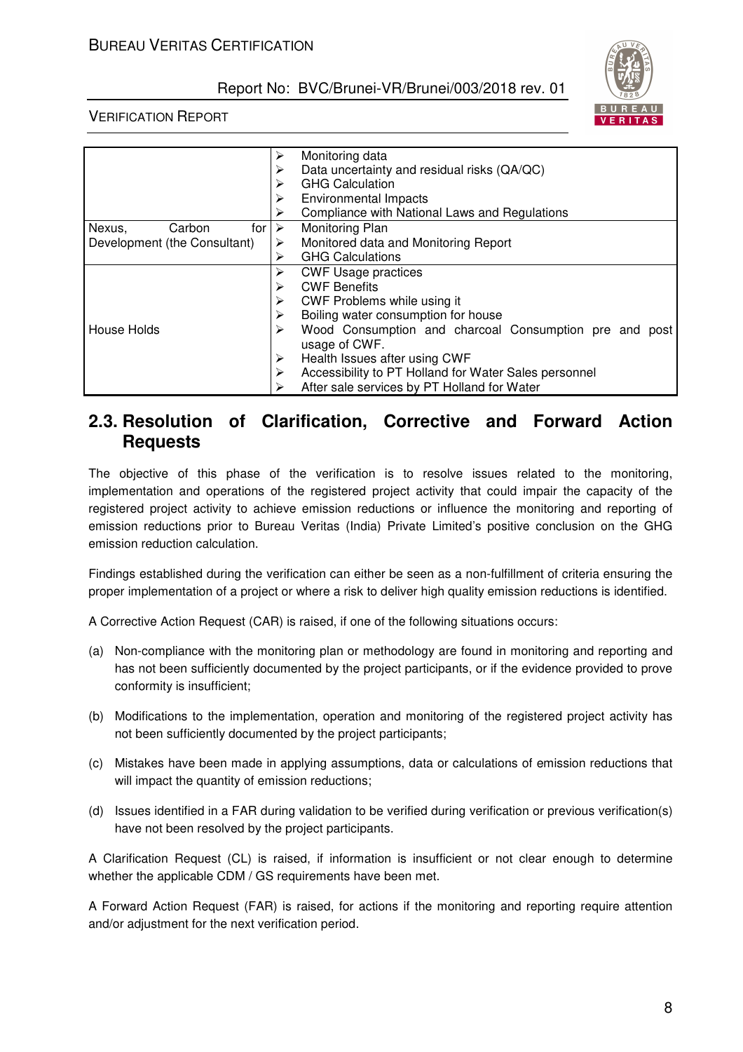| | |
|---|---|
| | ➢ Monitoring data<br>➢ Data uncertainty and residual risks (QA/QC)<br>➢ GHG Calculation<br>➢ Environmental Impacts<br>➢ Compliance with National Laws and Regulations |
| Nexus, Carbon for Development (the Consultant) | ➢ Monitoring Plan<br>➢ Monitored data and Monitoring Report<br>➢ GHG Calculations |
| House Holds | ➢ CWF Usage practices<br>➢ CWF Benefits<br>➢ CWF Problems while using it<br>➢ Boiling water consumption for house<br>➢ Wood Consumption and charcoal Consumption pre and post usage of CWF.<br>➢ Health Issues after using CWF<br>➢ Accessibility to PT Holland for Water Sales personnel<br>➢ After sale services by PT Holland for Water |

## 2.3. Resolution of Clarification, Corrective and Forward Action Requests

The objective of this phase of the verification is to resolve issues related to the monitoring, implementation and operations of the registered project activity that could impair the capacity of the registered project activity to achieve emission reductions or influence the monitoring and reporting of emission reductions prior to Bureau Veritas (India) Private Limited's positive conclusion on the GHG emission reduction calculation.

Findings established during the verification can either be seen as a non-fulfillment of criteria ensuring the proper implementation of a project or where a risk to deliver high quality emission reductions is identified.

A Corrective Action Request (CAR) is raised, if one of the following situations occurs:

(a) Non-compliance with the monitoring plan or methodology are found in monitoring and reporting and has not been sufficiently documented by the project participants, or if the evidence provided to prove conformity is insufficient;

(b) Modifications to the implementation, operation and monitoring of the registered project activity has not been sufficiently documented by the project participants;

(c) Mistakes have been made in applying assumptions, data or calculations of emission reductions that will impact the quantity of emission reductions;

(d) Issues identified in a FAR during validation to be verified during verification or previous verification(s) have not been resolved by the project participants.

A Clarification Request (CL) is raised, if information is insufficient or not clear enough to determine whether the applicable CDM / GS requirements have been met.

A Forward Action Request (FAR) is raised, for actions if the monitoring and reporting require attention and/or adjustment for the next verification period.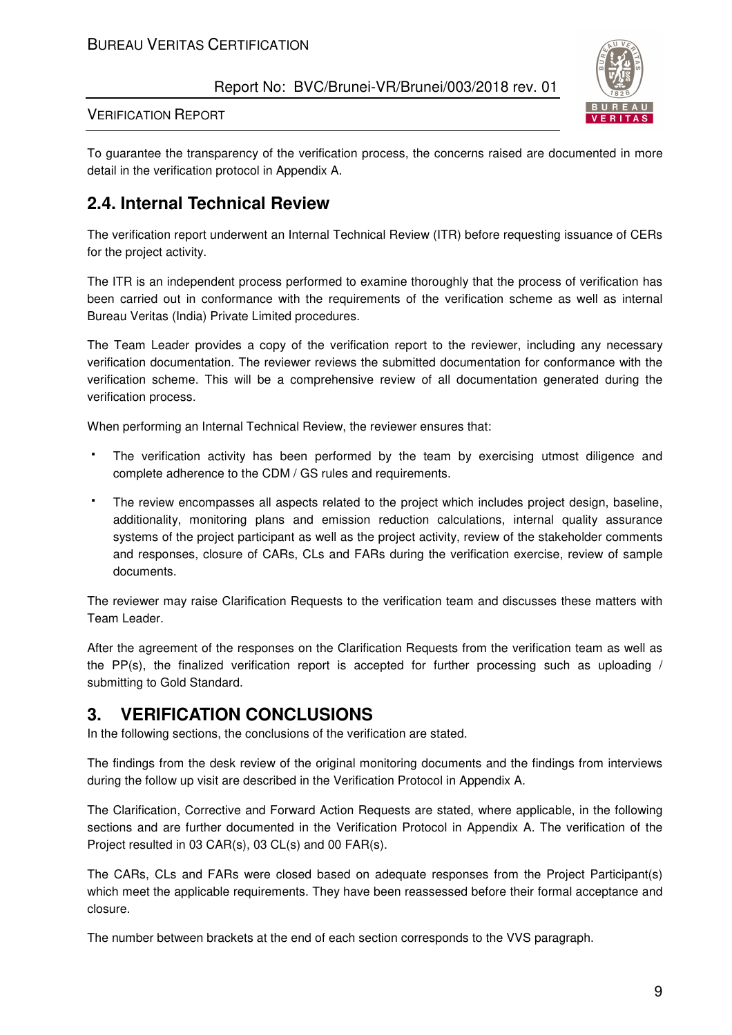To guarantee the transparency of the verification process, the concerns raised are documented in more detail in the verification protocol in Appendix A.

## 2.4. Internal Technical Review

The verification report underwent an Internal Technical Review (ITR) before requesting issuance of CERs for the project activity.

The ITR is an independent process performed to examine thoroughly that the process of verification has been carried out in conformance with the requirements of the verification scheme as well as internal Bureau Veritas (India) Private Limited procedures.

The Team Leader provides a copy of the verification report to the reviewer, including any necessary verification documentation. The reviewer reviews the submitted documentation for conformance with the verification scheme. This will be a comprehensive review of all documentation generated during the verification process.

When performing an Internal Technical Review, the reviewer ensures that:

- The verification activity has been performed by the team by exercising utmost diligence and complete adherence to the CDM / GS rules and requirements.
- The review encompasses all aspects related to the project which includes project design, baseline, additionality, monitoring plans and emission reduction calculations, internal quality assurance systems of the project participant as well as the project activity, review of the stakeholder comments and responses, closure of CARs, CLs and FARs during the verification exercise, review of sample documents.

The reviewer may raise Clarification Requests to the verification team and discusses these matters with Team Leader.

After the agreement of the responses on the Clarification Requests from the verification team as well as the PP(s), the finalized verification report is accepted for further processing such as uploading / submitting to Gold Standard.

# 3. VERIFICATION CONCLUSIONS

In the following sections, the conclusions of the verification are stated.

The findings from the desk review of the original monitoring documents and the findings from interviews during the follow up visit are described in the Verification Protocol in Appendix A.

The Clarification, Corrective and Forward Action Requests are stated, where applicable, in the following sections and are further documented in the Verification Protocol in Appendix A. The verification of the Project resulted in 03 CAR(s), 03 CL(s) and 00 FAR(s).

The CARs, CLs and FARs were closed based on adequate responses from the Project Participant(s) which meet the applicable requirements. They have been reassessed before their formal acceptance and closure.

The number between brackets at the end of each section corresponds to the VVS paragraph.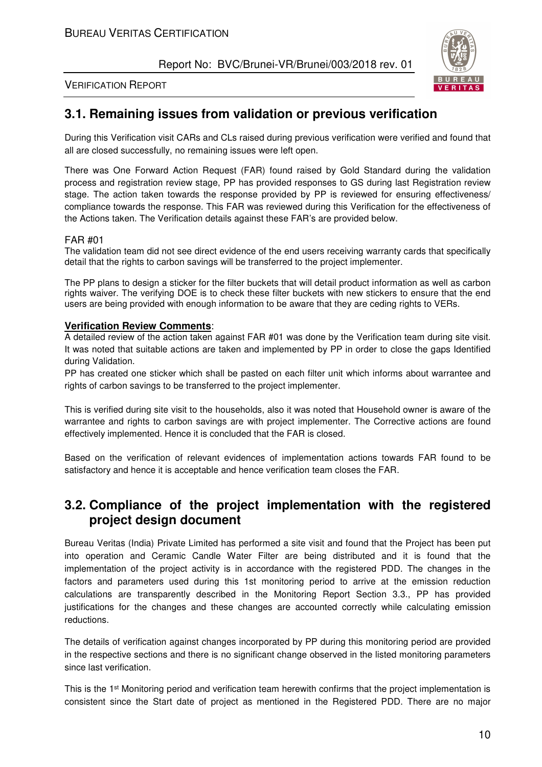## 3.1. Remaining issues from validation or previous verification

During this Verification visit CARs and CLs raised during previous verification were verified and found that all are closed successfully, no remaining issues were left open.

There was One Forward Action Request (FAR) found raised by Gold Standard during the validation process and registration review stage, PP has provided responses to GS during last Registration review stage. The action taken towards the response provided by PP is reviewed for ensuring effectiveness/ compliance towards the response. This FAR was reviewed during this Verification for the effectiveness of the Actions taken. The Verification details against these FAR's are provided below.

FAR #01

The validation team did not see direct evidence of the end users receiving warranty cards that specifically detail that the rights to carbon savings will be transferred to the project implementer.

The PP plans to design a sticker for the filter buckets that will detail product information as well as carbon rights waiver. The verifying DOE is to check these filter buckets with new stickers to ensure that the end users are being provided with enough information to be aware that they are ceding rights to VERs.

**Verification Review Comments**:

A detailed review of the action taken against FAR #01 was done by the Verification team during site visit. It was noted that suitable actions are taken and implemented by PP in order to close the gaps Identified during Validation.

PP has created one sticker which shall be pasted on each filter unit which informs about warrantee and rights of carbon savings to be transferred to the project implementer.

This is verified during site visit to the households, also it was noted that Household owner is aware of the warrantee and rights to carbon savings are with project implementer. The Corrective actions are found effectively implemented. Hence it is concluded that the FAR is closed.

Based on the verification of relevant evidences of implementation actions towards FAR found to be satisfactory and hence it is acceptable and hence verification team closes the FAR.

## 3.2. Compliance of the project implementation with the registered project design document

Bureau Veritas (India) Private Limited has performed a site visit and found that the Project has been put into operation and Ceramic Candle Water Filter are being distributed and it is found that the implementation of the project activity is in accordance with the registered PDD. The changes in the factors and parameters used during this 1st monitoring period to arrive at the emission reduction calculations are transparently described in the Monitoring Report Section 3.3., PP has provided justifications for the changes and these changes are accounted correctly while calculating emission reductions.

The details of verification against changes incorporated by PP during this monitoring period are provided in the respective sections and there is no significant change observed in the listed monitoring parameters since last verification.

This is the 1st Monitoring period and verification team herewith confirms that the project implementation is consistent since the Start date of project as mentioned in the Registered PDD. There are no major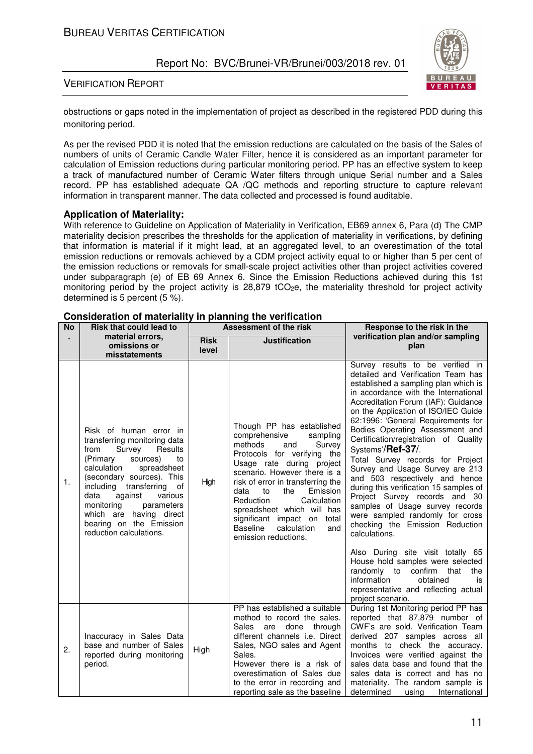obstructions or gaps noted in the implementation of project as described in the registered PDD during this monitoring period.

As per the revised PDD it is noted that the emission reductions are calculated on the basis of the Sales of numbers of units of Ceramic Candle Water Filter, hence it is considered as an important parameter for calculation of Emission reductions during particular monitoring period. PP has an effective system to keep a track of manufactured number of Ceramic Water filters through unique Serial number and a Sales record. PP has established adequate QA /QC methods and reporting structure to capture relevant information in transparent manner. The data collected and processed is found auditable.

**Application of Materiality:**

With reference to Guideline on Application of Materiality in Verification, EB69 annex 6, Para (d) The CMP materiality decision prescribes the thresholds for the application of materiality in verifications, by defining that information is material if it might lead, at an aggregated level, to an overestimation of the total emission reductions or removals achieved by a CDM project activity equal to or higher than 5 per cent of the emission reductions or removals for small-scale project activities other than project activities covered under subparagraph (e) of EB 69 Annex 6. Since the Emission Reductions achieved during this 1st monitoring period by the project activity is 28,879 $tCO_2e$, the materiality threshold for project activity determined is 5 percent (5 %).

**Consideration of materiality in planning the verification**

| No. | Risk that could lead to material errors, omissions or misstatements | Assessment of the risk | | Response to the risk in the verification plan and/or sampling plan |
|---|---|---|---|---|
| | | Risk level | Justification | |
| 1. | Risk of human error in transferring monitoring data from Survey Results (Primary sources) to calculation spreadsheet (secondary sources). This including transferring of data against various monitoring parameters which are having direct bearing on the Emission reduction calculations. | High | Though PP has established comprehensive sampling methods and Survey Protocols for verifying the Usage rate during project scenario. However there is a risk of error in transferring the data to the Emission Reduction Calculation spreadsheet which will has significant impact on total Baseline calculation and emission reductions. | Survey results to be verified in detailed and Verification Team has established a sampling plan which is in accordance with the International Accreditation Forum (IAF): Guidance on the Application of ISO/IEC Guide 62:1996: 'General Requirements for Bodies Operating Assessment and Certification/registration of Quality Systems'/**Ref-37**/. Total Survey records for Project Survey and Usage Survey are 213 and 503 respectively and hence during this verification 15 samples of Project Survey records and 30 samples of Usage survey records were sampled randomly for cross checking the Emission Reduction calculations. Also During site visit totally 65 House hold samples were selected randomly to confirm that the information obtained is representative and reflecting actual project scenario. |
| 2. | Inaccuracy in Sales Data base and number of Sales reported during monitoring period. | High | PP has established a suitable method to record the sales. Sales are done through different channels i.e. Direct Sales, NGO sales and Agent Sales. However there is a risk of overestimation of Sales due to the error in recording and reporting sale as the baseline | During 1st Monitoring period PP has reported that 87,879 number of CWF's are sold. Verification Team derived 207 samples across all months to check the accuracy. Invoices were verified against the sales data base and found that the sales data is correct and has no materiality. The random sample is determined using International |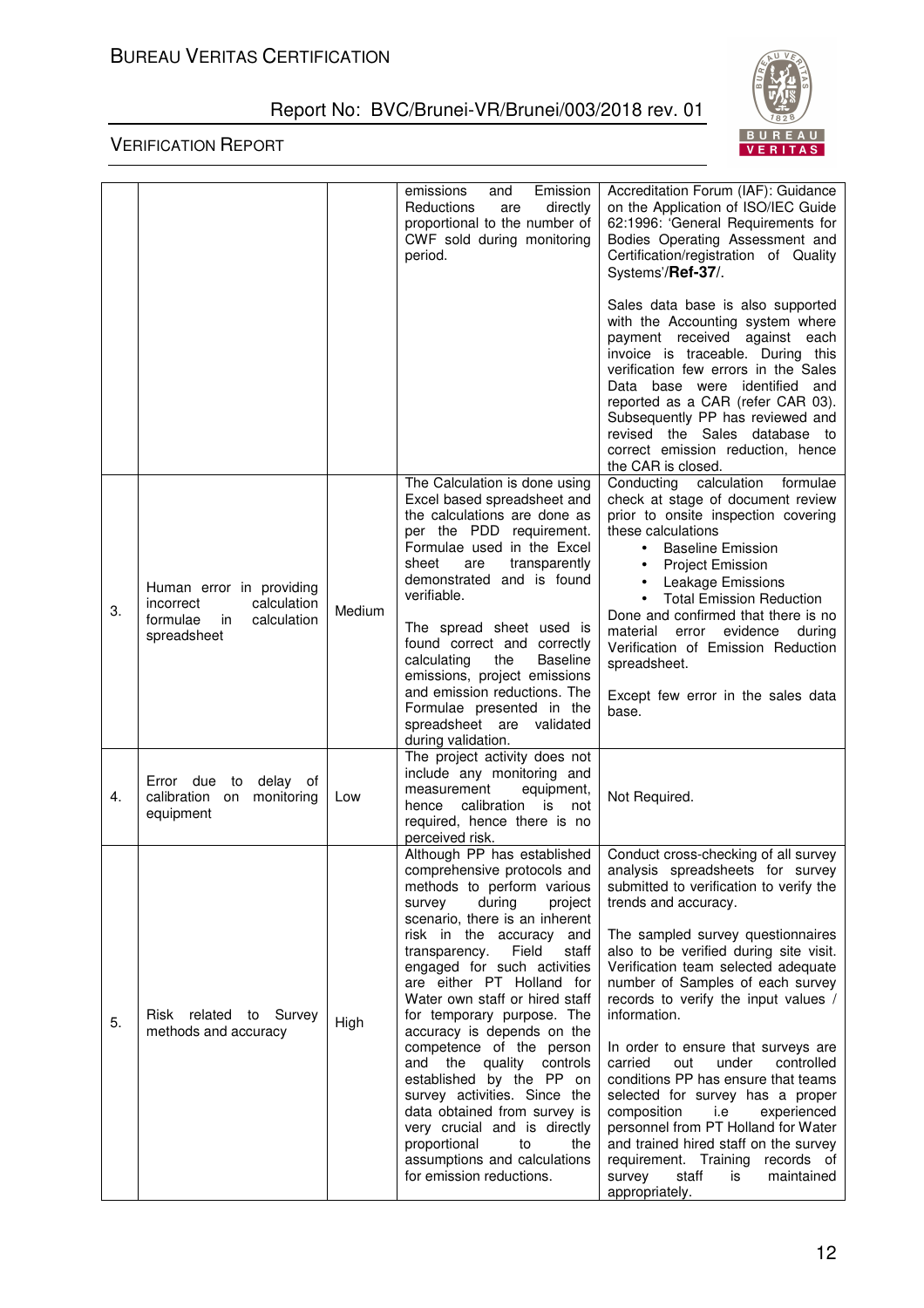| | | | | |
|---|---|---|---|---|
| | | | emissions and Emission Reductions are directly proportional to the number of CWF sold during monitoring period. | Accreditation Forum (IAF): Guidance on the Application of ISO/IEC Guide 62:1996: 'General Requirements for Bodies Operating Assessment and Certification/registration of Quality Systems'/**Ref-37**/.<br><br>Sales data base is also supported with the Accounting system where payment received against each invoice is traceable. During this verification few errors in the Sales Data base were identified and reported as a CAR (refer CAR 03). Subsequently PP has reviewed and revised the Sales database to correct emission reduction, hence the CAR is closed. |
| 3. | Human error in providing incorrect calculation formulae in calculation spreadsheet | Medium | The Calculation is done using Excel based spreadsheet and the calculations are done as per the PDD requirement. Formulae used in the Excel sheet are transparently demonstrated and is found verifiable.<br><br>The spread sheet used is found correct and correctly calculating the Baseline emissions, project emissions and emission reductions. The Formulae presented in the spreadsheet are validated during validation. | Conducting calculation formulae check at stage of document review prior to onsite inspection covering these calculations<br>• Baseline Emission<br>• Project Emission<br>• Leakage Emissions<br>• Total Emission Reduction<br>Done and confirmed that there is no material error evidence during Verification of Emission Reduction spreadsheet.<br><br>Except few error in the sales data base. |
| 4. | Error due to delay of calibration on monitoring equipment | Low | The project activity does not include any monitoring and measurement equipment, hence calibration is not required, hence there is no perceived risk. | Not Required. |
| 5. | Risk related to Survey methods and accuracy | High | Although PP has established comprehensive protocols and methods to perform various survey during project scenario, there is an inherent risk in the accuracy and transparency. Field staff engaged for such activities are either PT Holland for Water own staff or hired staff for temporary purpose. The accuracy is depends on the competence of the person and the quality controls established by the PP on survey activities. Since the data obtained from survey is very crucial and is directly proportional to the assumptions and calculations for emission reductions. | Conduct cross-checking of all survey analysis spreadsheets for survey submitted to verification to verify the trends and accuracy.<br><br>The sampled survey questionnaires also to be verified during site visit. Verification team selected adequate number of Samples of each survey records to verify the input values / information.<br><br>In order to ensure that surveys are carried out under controlled conditions PP has ensure that teams selected for survey has a proper composition i.e experienced personnel from PT Holland for Water and trained hired staff on the survey requirement. Training records of survey staff is maintained appropriately. |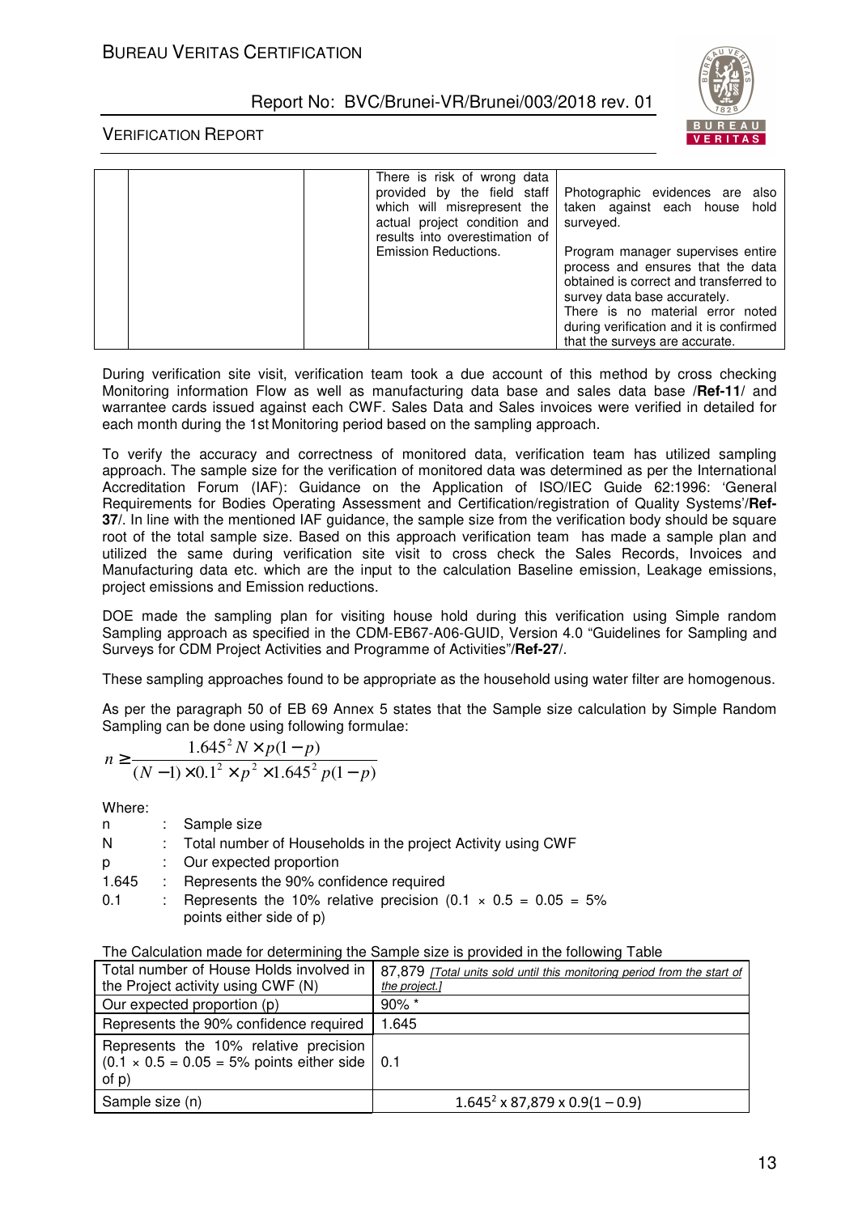| | | There is risk of wrong data provided by the field staff which will misrepresent the actual project condition and results into overestimation of Emission Reductions. | Photographic evidences are also taken against each house hold surveyed.<br><br>Program manager supervises entire process and ensures that the data obtained is correct and transferred to survey data base accurately.<br>There is no material error noted during verification and it is confirmed that the surveys are accurate. |
|---|---|---|---|

During verification site visit, verification team took a due account of this method by cross checking Monitoring information Flow as well as manufacturing data base and sales data base /**Ref-11**/ and warrantee cards issued against each CWF. Sales Data and Sales invoices were verified in detailed for each month during the 1st Monitoring period based on the sampling approach.

To verify the accuracy and correctness of monitored data, verification team has utilized sampling approach. The sample size for the verification of monitored data was determined as per the International Accreditation Forum (IAF): Guidance on the Application of ISO/IEC Guide 62:1996: 'General Requirements for Bodies Operating Assessment and Certification/registration of Quality Systems'/**Ref-37**/. In line with the mentioned IAF guidance, the sample size from the verification body should be square root of the total sample size. Based on this approach verification team has made a sample plan and utilized the same during verification site visit to cross check the Sales Records, Invoices and Manufacturing data etc. which are the input to the calculation Baseline emission, Leakage emissions, project emissions and Emission reductions.

DOE made the sampling plan for visiting house hold during this verification using Simple random Sampling approach as specified in the CDM-EB67-A06-GUID, Version 4.0 "Guidelines for Sampling and Surveys for CDM Project Activities and Programme of Activities"/**Ref-27**/.

These sampling approaches found to be appropriate as the household using water filter are homogenous.

As per the paragraph 50 of EB 69 Annex 5 states that the Sample size calculation by Simple Random Sampling can be done using following formulae:

$$n \geq \frac{1.645^2 N \times p(1-p)}{(N-1) \times 0.1^2 \times p^2 \times 1.645^2 p(1-p)}$$

Where:

| | | |
|---|---|---|
| n | : | Sample size |
| N | : | Total number of Households in the project Activity using CWF |
| p | : | Our expected proportion |
| 1.645 | : | Represents the 90% confidence required |
| 0.1 | : | Represents the 10% relative precision (0.1 × 0.5 = 0.05 = 5% points either side of p) |

The Calculation made for determining the Sample size is provided in the following Table

| Total number of House Holds involved in the Project activity using CWF (N) | 87,879 *[Total units sold until this monitoring period from the start of the project.]* |
|---|---|
| Our expected proportion (p) | 90% * |
| Represents the 90% confidence required | 1.645 |
| Represents the 10% relative precision (0.1 × 0.5 = 0.05 = 5% points either side of p) | 0.1 |
| Sample size (n) | $1.645^2 \times 87{,}879 \times 0.9(1-0.9)$ |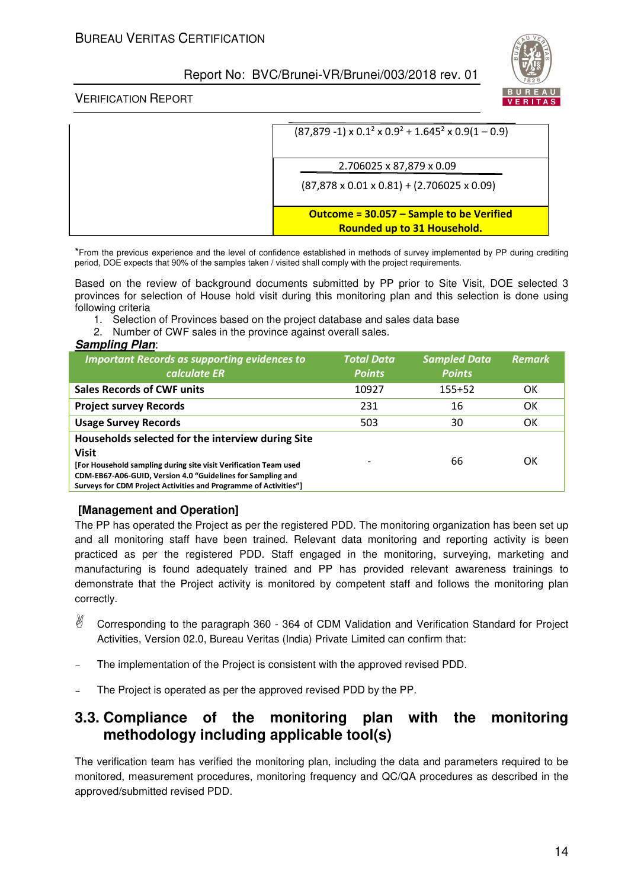| | |
|---|---|
| | $(87,879 - 1) \times 0.1^2 \times 0.9^2 + 1.645^2 \times 0.9(1 - 0.9)$ |
| | $\frac{2.706025 \times 87,879 \times 0.09}{(87,878 \times 0.01 \times 0.81) + (2.706025 \times 0.09)}$ |
| | **Outcome = 30.057 – Sample to be Verified Rounded up to 31 Household.** |

*From the previous experience and the level of confidence established in methods of survey implemented by PP during crediting period, DOE expects that 90% of the samples taken / visited shall comply with the project requirements.

Based on the review of background documents submitted by PP prior to Site Visit, DOE selected 3 provinces for selection of House hold visit during this monitoring plan and this selection is done using following criteria

1. Selection of Provinces based on the project database and sales data base
2. Number of CWF sales in the province against overall sales.

***Sampling Plan***:

| Important Records as supporting evidences to calculate ER | Total Data Points | Sampled Data Points | Remark |
|---|---|---|---|
| **Sales Records of CWF units** | 10927 | 155+52 | OK |
| **Project survey Records** | 231 | 16 | OK |
| **Usage Survey Records** | 503 | 30 | OK |
| **Households selected for the interview during Site Visit** **[For Household sampling during site visit Verification Team used CDM-EB67-A06-GUID, Version 4.0 "Guidelines for Sampling and Surveys for CDM Project Activities and Programme of Activities"]** | - | 66 | OK |

**[Management and Operation]**

The PP has operated the Project as per the registered PDD. The monitoring organization has been set up and all monitoring staff have been trained. Relevant data monitoring and reporting activity is been practiced as per the registered PDD. Staff engaged in the monitoring, surveying, marketing and manufacturing is found adequately trained and PP has provided relevant awareness trainings to demonstrate that the Project activity is monitored by competent staff and follows the monitoring plan correctly.

✌ Corresponding to the paragraph 360 - 364 of CDM Validation and Verification Standard for Project Activities, Version 02.0, Bureau Veritas (India) Private Limited can confirm that:

- The implementation of the Project is consistent with the approved revised PDD.
- The Project is operated as per the approved revised PDD by the PP.

## 3.3. Compliance of the monitoring plan with the monitoring methodology including applicable tool(s)

The verification team has verified the monitoring plan, including the data and parameters required to be monitored, measurement procedures, monitoring frequency and QC/QA procedures as described in the approved/submitted revised PDD.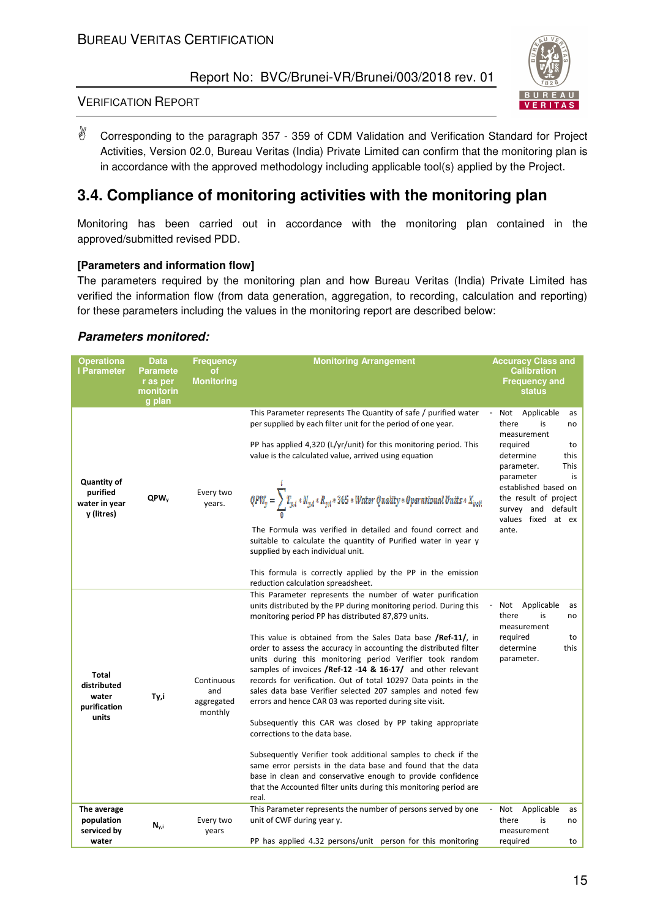✌ Corresponding to the paragraph 357 - 359 of CDM Validation and Verification Standard for Project Activities, Version 02.0, Bureau Veritas (India) Private Limited can confirm that the monitoring plan is in accordance with the approved methodology including applicable tool(s) applied by the Project.

## 3.4. Compliance of monitoring activities with the monitoring plan

Monitoring has been carried out in accordance with the monitoring plan contained in the approved/submitted revised PDD.

**[Parameters and information flow]**

The parameters required by the monitoring plan and how Bureau Veritas (India) Private Limited has verified the information flow (from data generation, aggregation, to recording, calculation and reporting) for these parameters including the values in the monitoring report are described below:

***Parameters monitored:***

| Operational Parameter | Data Parameter as per monitoring plan | Frequency of Monitoring | Monitoring Arrangement | Accuracy Class and Calibration Frequency and status |
|---|---|---|---|---|
| **Quantity of purified water in year y (litres)** | **$QPW_y$** | Every two years. | This Parameter represents The Quantity of safe / purified water per supplied by each filter unit for the period of one year.<br><br>PP has applied 4,320 (L/yr/unit) for this monitoring period. This value is the calculated value, arrived using equation<br><br>$$QPW_y = \sum_{0}^{i} T_{y,i} * N_{y,i} * R_{y,i} * 365 * Water\ Quality * Operational\ Units * X_{boil}$$<br><br>The Formula was verified in detailed and found correct and suitable to calculate the quantity of Purified water in year y supplied by each individual unit.<br><br>This formula is correctly applied by the PP in the emission reduction calculation spreadsheet. | - Not Applicable as there is no measurement required to determine this parameter. This parameter is established based on the result of project survey and default values fixed at ex ante. |
| **Total distributed water purification units** | **Ty,i** | Continuous and aggregated monthly | This Parameter represents the number of water purification units distributed by the PP during monitoring period. During this monitoring period PP has distributed 87,879 units.<br><br>This value is obtained from the Sales Data base **/Ref-11/**, in order to assess the accuracy in accounting the distributed filter units during this monitoring period Verifier took random samples of invoices **/Ref-12 -14 & 16-17/** and other relevant records for verification. Out of total 10297 Data points in the sales data base Verifier selected 207 samples and noted few errors and hence CAR 03 was reported during site visit.<br><br>Subsequently this CAR was closed by PP taking appropriate corrections to the data base.<br><br>Subsequently Verifier took additional samples to check if the same error persists in the data base and found that the data base in clean and conservative enough to provide confidence that the Accounted filter units during this monitoring period are real. | - Not Applicable as there is no measurement required to determine this parameter. |
| **The average population serviced by water** | **$N_{y,i}$** | Every two years | This Parameter represents the number of persons served by one unit of CWF during year y.<br><br>PP has applied 4.32 persons/unit person for this monitoring | - Not Applicable as there is no measurement required to |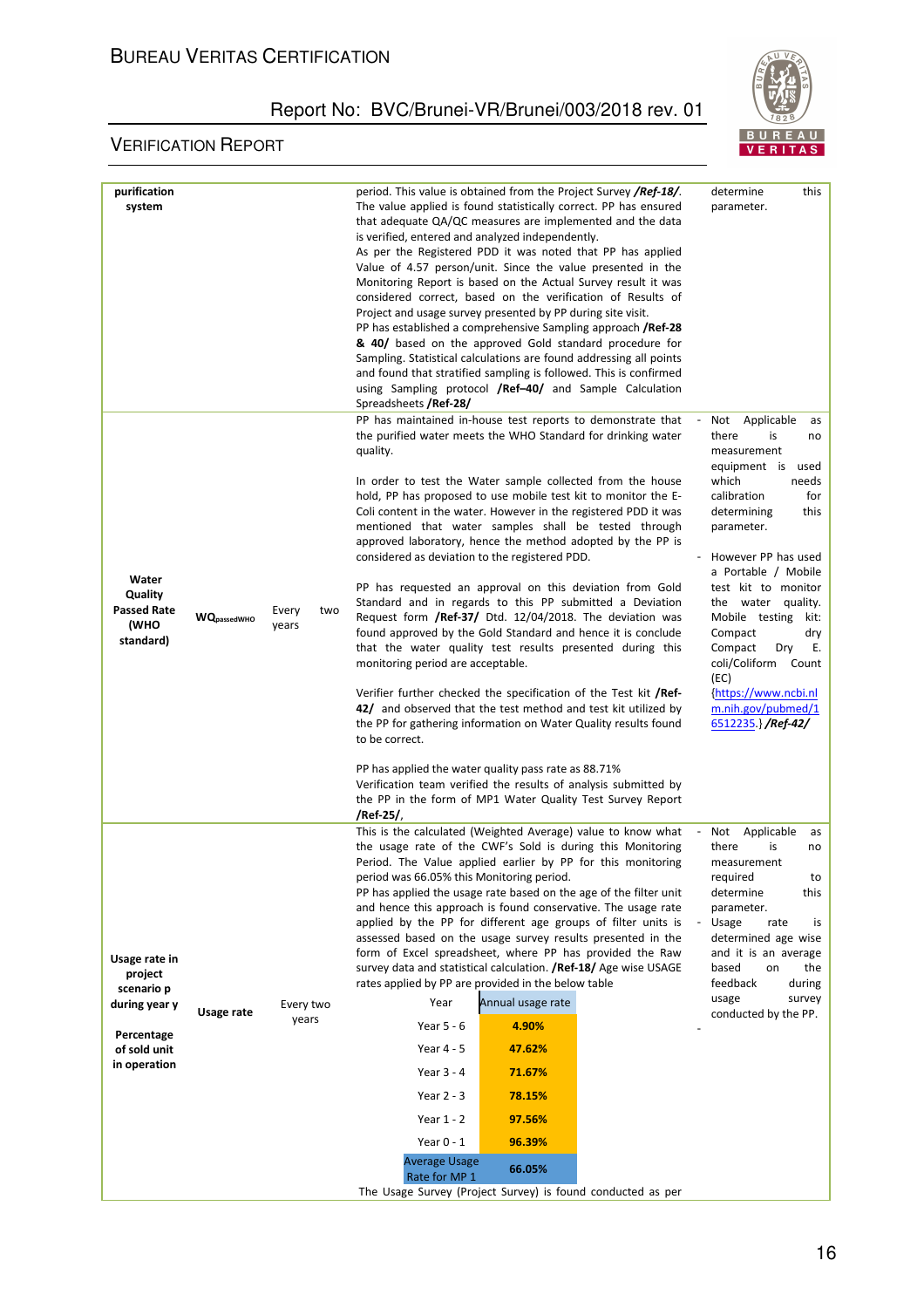| | | | | |
|---|---|---|---|---|
| **purification system** | | | period. This value is obtained from the Project Survey ***/Ref-18/***. The value applied is found statistically correct. PP has ensured that adequate QA/QC measures are implemented and the data is verified, entered and analyzed independently. As per the Registered PDD it was noted that PP has applied Value of 4.57 person/unit. Since the value presented in the Monitoring Report is based on the Actual Survey result it was considered correct, based on the verification of Results of Project and usage survey presented by PP during site visit. PP has established a comprehensive Sampling approach **/Ref-28 & 40/** based on the approved Gold standard procedure for Sampling. Statistical calculations are found addressing all points and found that stratified sampling is followed. This is confirmed using Sampling protocol **/Ref–40/** and Sample Calculation Spreadsheets **/Ref-28/** | determine this parameter. |
| **Water Quality Passed Rate (WHO standard)** | **$WQ_{passedWHO}$** | Every two years | PP has maintained in-house test reports to demonstrate that the purified water meets the WHO Standard for drinking water quality.<br><br>In order to test the Water sample collected from the house hold, PP has proposed to use mobile test kit to monitor the E-Coli content in the water. However in the registered PDD it was mentioned that water samples shall be tested through approved laboratory, hence the method adopted by the PP is considered as deviation to the registered PDD.<br><br>PP has requested an approval on this deviation from Gold Standard and in regards to this PP submitted a Deviation Request form **/Ref-37/** Dtd. 12/04/2018. The deviation was found approved by the Gold Standard and hence it is conclude that the water quality test results presented during this monitoring period are acceptable.<br><br>Verifier further checked the specification of the Test kit **/Ref-42/** and observed that the test method and test kit utilized by the PP for gathering information on Water Quality results found to be correct.<br><br>PP has applied the water quality pass rate as 88.71%<br>Verification team verified the results of analysis submitted by the PP in the form of MP1 Water Quality Test Survey Report **/Ref-25/**, | - Not Applicable as there is no measurement equipment is used which needs calibration for determining this parameter.<br>- However PP has used a Portable / Mobile test kit to monitor the water quality. Mobile testing kit: Compact dry Compact Dry E. coli/Coliform Count (EC) {https://www.ncbi.nlm.nih.gov/pubmed/16512235.} ***/Ref-42/*** |
| **Usage rate in project scenario p during year y**<br><br>**Percentage of sold unit in operation** | **Usage rate** | Every two years | This is the calculated (Weighted Average) value to know what the usage rate of the CWF's Sold is during this Monitoring Period. The Value applied earlier by PP for this monitoring period was 66.05% this Monitoring period.<br>PP has applied the usage rate based on the age of the filter unit and hence this approach is found conservative. The usage rate applied by the PP for different age groups of filter units is assessed based on the usage survey results presented in the form of Excel spreadsheet, where PP has provided the Raw survey data and statistical calculation. **/Ref-18/** Age wise USAGE rates applied by PP are provided in the below table<br><br>Year \| Annual usage rate<br>Year 5 - 6 \| **4.90%**<br>Year 4 - 5 \| **47.62%**<br>Year 3 - 4 \| **71.67%**<br>Year 2 - 3 \| **78.15%**<br>Year 1 - 2 \| **97.56%**<br>Year 0 - 1 \| **96.39%**<br>Average Usage Rate for MP 1 \| **66.05%**<br><br>The Usage Survey (Project Survey) is found conducted as per | - Not Applicable as there is no measurement required to determine this parameter.<br>- Usage rate is determined age wise and it is an average based on the feedback during usage survey conducted by the PP.<br>- |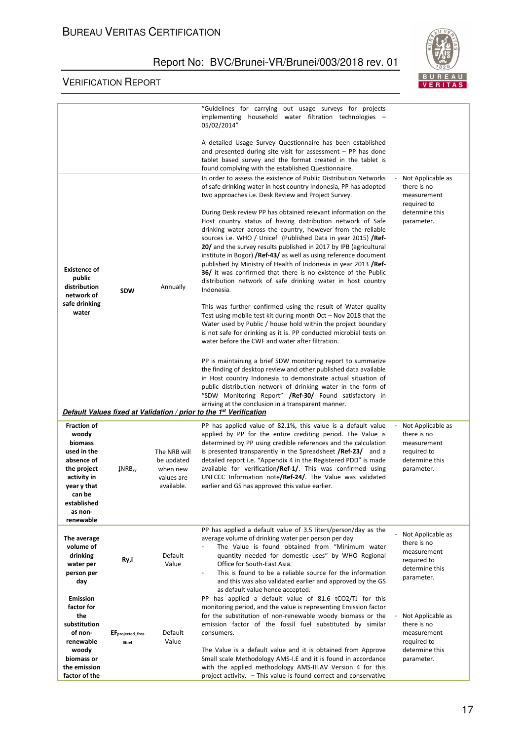| | | | | |
|---|---|---|---|---|
| | | | "Guidelines for carrying out usage surveys for projects implementing household water filtration technologies – 05/02/2014"<br><br>A detailed Usage Survey Questionnaire has been established and presented during site visit for assessment – PP has done tablet based survey and the format created in the tablet is found complying with the established Questionnaire. | |
| **Existence of public distribution network of safe drinking water** | **SDW** | Annually | In order to assess the existence of Public Distribution Networks of safe drinking water in host country Indonesia, PP has adopted two approaches i.e. Desk Review and Project Survey.<br><br>During Desk review PP has obtained relevant information on the Host country status of having distribution network of Safe drinking water across the country, however from the reliable sources i.e. WHO / Unicef (Published Data in year 2015) **/Ref-20/** and the survey results published in 2017 by IPB (agricultural institute in Bogor) **/Ref-43/** as well as using reference document published by Ministry of Health of Indonesia in year 2013 **/Ref-36/** it was confirmed that there is no existence of the Public distribution network of safe drinking water in host country Indonesia.<br><br>This was further confirmed using the result of Water quality Test using mobile test kit during month Oct – Nov 2018 that the Water used by Public / house hold within the project boundary is not safe for drinking as it is. PP conducted microbial tests on water before the CWF and water after filtration.<br><br>PP is maintaining a brief SDW monitoring report to summarize the finding of desktop review and other published data available in Host country Indonesia to demonstrate actual situation of public distribution network of drinking water in the form of "SDW Monitoring Report" **/Ref-30/** Found satisfactory in arriving at the conclusion in a transparent manner. | - Not Applicable as there is no measurement required to determine this parameter. |
| ***Default Values fixed at Validation / prior to the 1st Verification*** | | | | |
| **Fraction of woody biomass used in the absence of the project activity in year y that can be established as non-renewable** | $f_{NRB,y}$ | The NRB will be updated when new values are available. | PP has applied value of 82.1%, this value is a default value applied by PP for the entire crediting period. The Value is determined by PP using credible references and the calculation is presented transparently in the Spreadsheet **/Ref-23/** and a detailed report i.e. "Appendix 4 in the Registered PDD" is made available for verification**/Ref-1/**. This was confirmed using UNFCCC Information note**/Ref-24/**. The Value was validated earlier and GS has approved this value earlier. | - Not Applicable as there is no measurement required to determine this parameter. |
| **The average volume of drinking water per person per day** | **Ry,i** | Default Value | PP has applied a default value of 3.5 liters/person/day as the average volume of drinking water per person per day<br>- The Value is found obtained from "Minimum water quantity needed for domestic uses" by WHO Regional Office for South-East Asia.<br>- This is found to be a reliable source for the information and this was also validated earlier and approved by the GS as default value hence accepted. | - Not Applicable as there is no measurement required to determine this parameter. |
| **Emission factor for the substitution of non-renewable woody biomass or the emission factor of the** | $EF_{projected\_fossilfuel}$ | Default Value | PP has applied a default value of 81.6 tCO2/TJ for this monitoring period, and the value is representing Emission factor for the substitution of non-renewable woody biomass or the emission factor of the fossil fuel substituted by similar consumers.<br><br>The Value is a default value and it is obtained from Approve Small scale Methodology AMS-I.E and it is found in accordance with the applied methodology AMS-III.AV Version 4 for this project activity. – This value is found correct and conservative | - Not Applicable as there is no measurement required to determine this parameter. |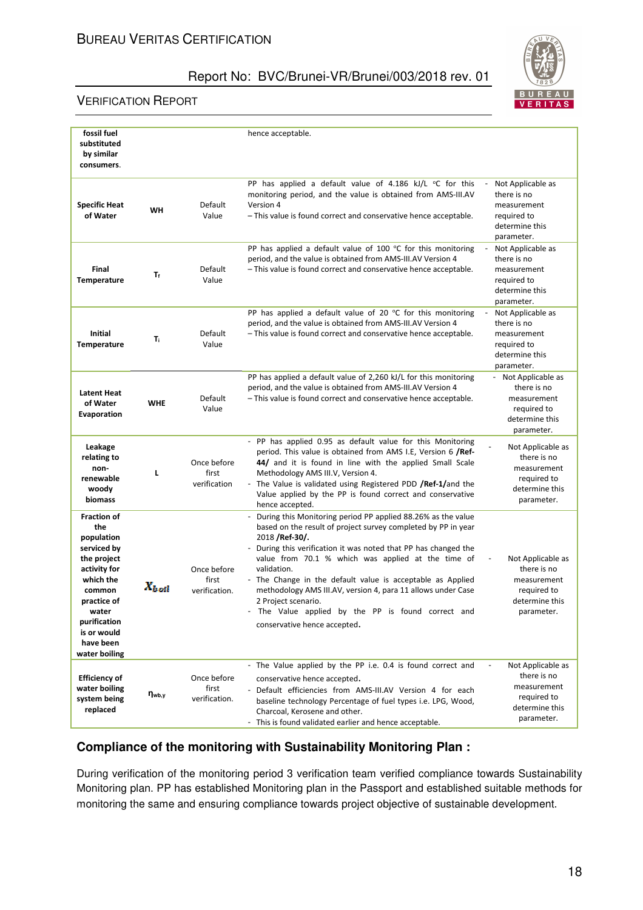| fossil fuel substituted by similar consumers. | | | hence acceptable. | |
|---|---|---|---|---|
| **Specific Heat of Water** | **WH** | Default Value | PP has applied a default value of 4.186 kJ/L °C for this monitoring period, and the value is obtained from AMS-III.AV Version 4 – This value is found correct and conservative hence acceptable. | - Not Applicable as there is no measurement required to determine this parameter. |
| **Final Temperature** | **$T_f$** | Default Value | PP has applied a default value of 100 °C for this monitoring period, and the value is obtained from AMS-III.AV Version 4 – This value is found correct and conservative hence acceptable. | - Not Applicable as there is no measurement required to determine this parameter. |
| **Initial Temperature** | **$T_i$** | Default Value | PP has applied a default value of 20 °C for this monitoring period, and the value is obtained from AMS-III.AV Version 4 – This value is found correct and conservative hence acceptable. | - Not Applicable as there is no measurement required to determine this parameter. |
| **Latent Heat of Water Evaporation** | **WHE** | Default Value | PP has applied a default value of 2,260 kJ/L for this monitoring period, and the value is obtained from AMS-III.AV Version 4 – This value is found correct and conservative hence acceptable. | - Not Applicable as there is no measurement required to determine this parameter. |
| **Leakage relating to non-renewable woody biomass** | **L** | Once before first verification | - PP has applied 0.95 as default value for this Monitoring period. This value is obtained from AMS I.E, Version 6 **/Ref-44/** and it is found in line with the applied Small Scale Methodology AMS III.V, Version 4.<br>- The Value is validated using Registered PDD **/Ref-1/**and the Value applied by the PP is found correct and conservative hence accepted. | - Not Applicable as there is no measurement required to determine this parameter. |
| **Fraction of the population serviced by the project activity for which the common practice of water purification is or would have been water boiling** | **$X_{boil}$** | Once before first verification. | - During this Monitoring period PP applied 88.26% as the value based on the result of project survey completed by PP in year 2018 **/Ref-30/.**<br>- During this verification it was noted that PP has changed the value from 70.1 % which was applied at the time of validation.<br>- The Change in the default value is acceptable as Applied methodology AMS III.AV, version 4, para 11 allows under Case 2 Project scenario.<br>- The Value applied by the PP is found correct and conservative hence accepted. | - Not Applicable as there is no measurement required to determine this parameter. |
| **Efficiency of water boiling system being replaced** | **$\eta_{wb,y}$** | Once before first verification. | - The Value applied by the PP i.e. 0.4 is found correct and conservative hence accepted.<br>- Default efficiencies from AMS-III.AV Version 4 for each baseline technology Percentage of fuel types i.e. LPG, Wood, Charcoal, Kerosene and other.<br>- This is found validated earlier and hence acceptable. | - Not Applicable as there is no measurement required to determine this parameter. |

## Compliance of the monitoring with Sustainability Monitoring Plan :

During verification of the monitoring period 3 verification team verified compliance towards Sustainability Monitoring plan. PP has established Monitoring plan in the Passport and established suitable methods for monitoring the same and ensuring compliance towards project objective of sustainable development.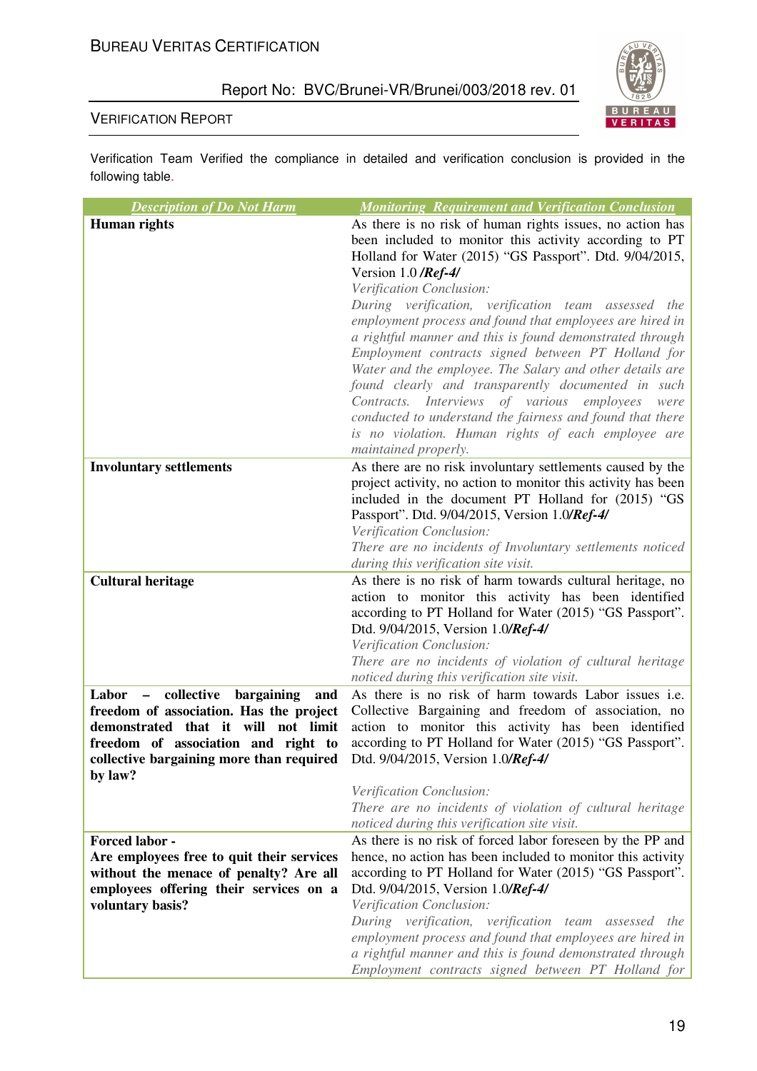Verification Team Verified the compliance in detailed and verification conclusion is provided in the following table.

| *Description of Do Not Harm* | *Monitoring Requirement and Verification Conclusion* |
|---|---|
| **Human rights** | As there is no risk of human rights issues, no action has been included to monitor this activity according to PT Holland for Water (2015) "GS Passport". Dtd. 9/04/2015, Version 1.0 ***/Ref-4/***<br>*Verification Conclusion:*<br>*During verification, verification team assessed the employment process and found that employees are hired in a rightful manner and this is found demonstrated through Employment contracts signed between PT Holland for Water and the employee. The Salary and other details are found clearly and transparently documented in such Contracts. Interviews of various employees were conducted to understand the fairness and found that there is no violation. Human rights of each employee are maintained properly.* |
| **Involuntary settlements** | As there are no risk involuntary settlements caused by the project activity, no action to monitor this activity has been included in the document PT Holland for (2015) "GS Passport". Dtd. 9/04/2015, Version 1.0***/Ref-4/***<br>*Verification Conclusion:*<br>*There are no incidents of Involuntary settlements noticed during this verification site visit.* |
| **Cultural heritage** | As there is no risk of harm towards cultural heritage, no action to monitor this activity has been identified according to PT Holland for Water (2015) "GS Passport". Dtd. 9/04/2015, Version 1.0***/Ref-4/***<br>*Verification Conclusion:*<br>*There are no incidents of violation of cultural heritage noticed during this verification site visit.* |
| **Labor – collective bargaining and freedom of association. Has the project demonstrated that it will not limit freedom of association and right to collective bargaining more than required by law?** | As there is no risk of harm towards Labor issues i.e. Collective Bargaining and freedom of association, no action to monitor this activity has been identified according to PT Holland for Water (2015) "GS Passport". Dtd. 9/04/2015, Version 1.0***/Ref-4/***<br>*Verification Conclusion:*<br>*There are no incidents of violation of cultural heritage noticed during this verification site visit.* |
| **Forced labor -**<br>**Are employees free to quit their services without the menace of penalty? Are all employees offering their services on a voluntary basis?** | As there is no risk of forced labor foreseen by the PP and hence, no action has been included to monitor this activity according to PT Holland for Water (2015) "GS Passport". Dtd. 9/04/2015, Version 1.0***/Ref-4/***<br>*Verification Conclusion:*<br>*During verification, verification team assessed the employment process and found that employees are hired in a rightful manner and this is found demonstrated through Employment contracts signed between PT Holland for* |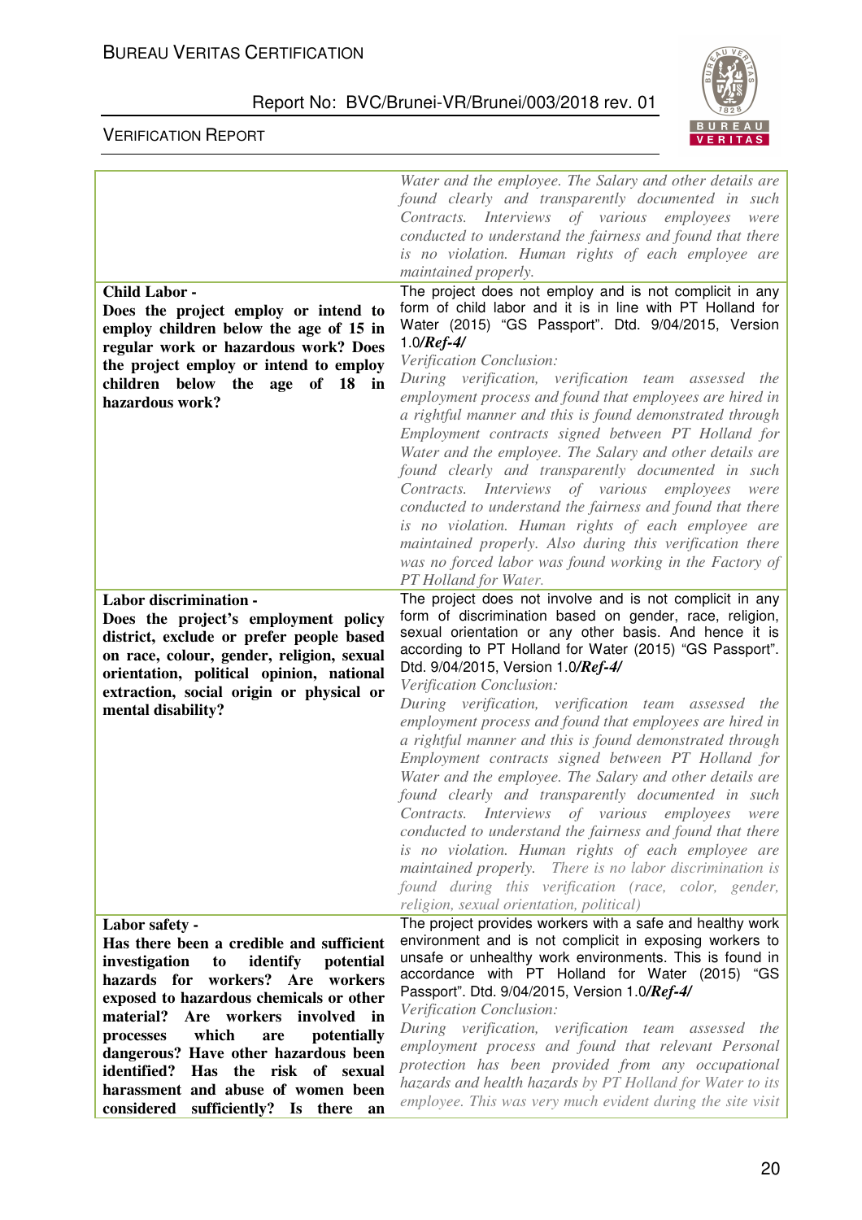| | |
|---|---|
| | *Water and the employee. The Salary and other details are found clearly and transparently documented in such Contracts. Interviews of various employees were conducted to understand the fairness and found that there is no violation. Human rights of each employee are maintained properly.* |
| **Child Labor -** <br> **Does the project employ or intend to employ children below the age of 15 in regular work or hazardous work? Does the project employ or intend to employ children below the age of 18 in hazardous work?** | The project does not employ and is not complicit in any form of child labor and it is in line with PT Holland for Water (2015) "GS Passport". Dtd. 9/04/2015, Version 1.0***/Ref-4/*** <br> *Verification Conclusion:* <br> *During verification, verification team assessed the employment process and found that employees are hired in a rightful manner and this is found demonstrated through Employment contracts signed between PT Holland for Water and the employee. The Salary and other details are found clearly and transparently documented in such Contracts. Interviews of various employees were conducted to understand the fairness and found that there is no violation. Human rights of each employee are maintained properly. Also during this verification there was no forced labor was found working in the Factory of PT Holland for Water.* |
| **Labor discrimination -** <br> **Does the project's employment policy district, exclude or prefer people based on race, colour, gender, religion, sexual orientation, political opinion, national extraction, social origin or physical or mental disability?** | The project does not involve and is not complicit in any form of discrimination based on gender, race, religion, sexual orientation or any other basis. And hence it is according to PT Holland for Water (2015) "GS Passport". Dtd. 9/04/2015, Version 1.0***/Ref-4/*** <br> *Verification Conclusion:* <br> *During verification, verification team assessed the employment process and found that employees are hired in a rightful manner and this is found demonstrated through Employment contracts signed between PT Holland for Water and the employee. The Salary and other details are found clearly and transparently documented in such Contracts. Interviews of various employees were conducted to understand the fairness and found that there is no violation. Human rights of each employee are maintained properly. There is no labor discrimination is found during this verification (race, color, gender, religion, sexual orientation, political)* |
| **Labor safety -** <br> **Has there been a credible and sufficient investigation to identify potential hazards for workers? Are workers exposed to hazardous chemicals or other material? Are workers involved in processes which are potentially dangerous? Have other hazardous been identified? Has the risk of sexual harassment and abuse of women been considered sufficiently? Is there an** | The project provides workers with a safe and healthy work environment and is not complicit in exposing workers to unsafe or unhealthy work environments. This is found in accordance with PT Holland for Water (2015) "GS Passport". Dtd. 9/04/2015, Version 1.0***/Ref-4/*** <br> *Verification Conclusion:* <br> *During verification, verification team assessed the employment process and found that relevant Personal protection has been provided from any occupational hazards and health hazards by PT Holland for Water to its employee. This was very much evident during the site visit* |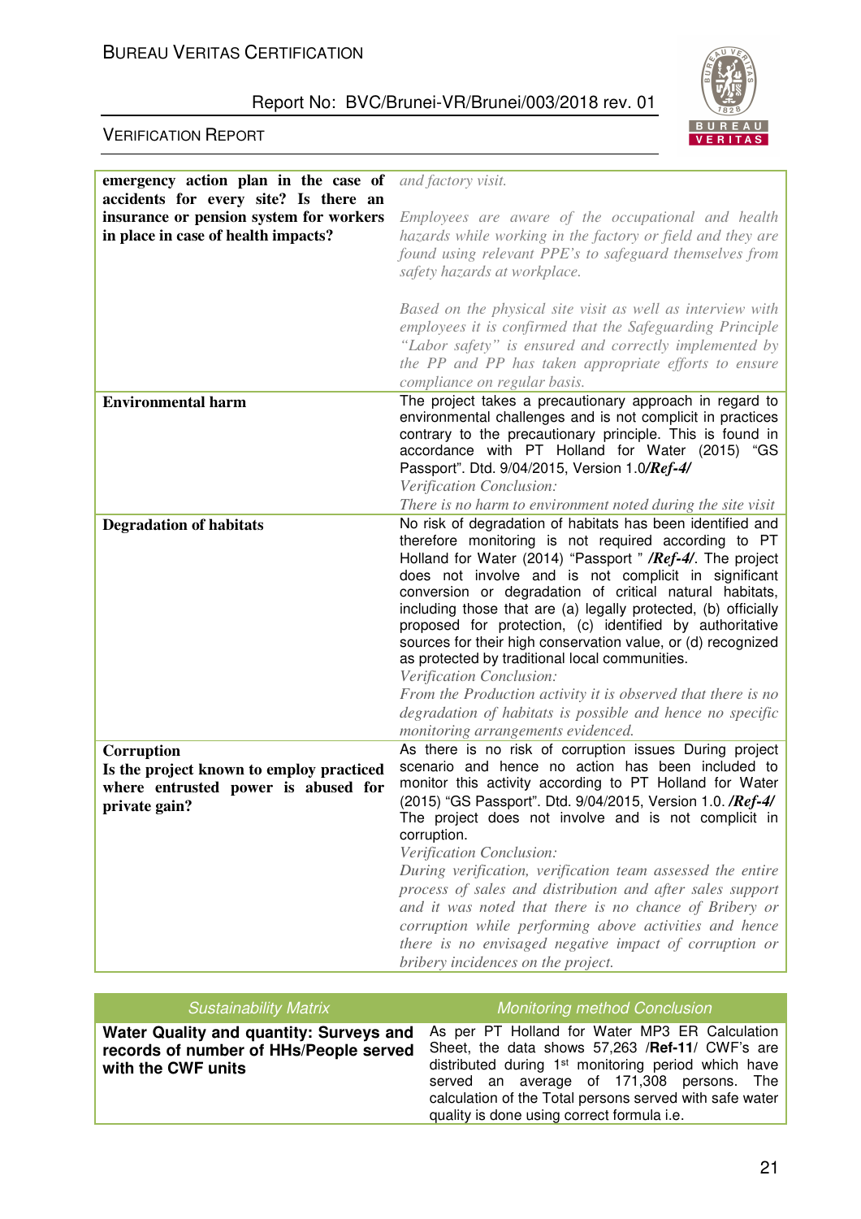| | |
|---|---|
| **emergency action plan in the case of accidents for every site? Is there an insurance or pension system for workers in place in case of health impacts?** | *and factory visit.*<br><br>*Employees are aware of the occupational and health hazards while working in the factory or field and they are found using relevant PPE's to safeguard themselves from safety hazards at workplace.*<br><br>*Based on the physical site visit as well as interview with employees it is confirmed that the Safeguarding Principle "Labor safety" is ensured and correctly implemented by the PP and PP has taken appropriate efforts to ensure compliance on regular basis.* |
| **Environmental harm** | The project takes a precautionary approach in regard to environmental challenges and is not complicit in practices contrary to the precautionary principle. This is found in accordance with PT Holland for Water (2015) "GS Passport". Dtd. 9/04/2015, Version 1.0/***Ref-4/***<br>*Verification Conclusion:*<br>*There is no harm to environment noted during the site visit* |
| **Degradation of habitats** | No risk of degradation of habitats has been identified and therefore monitoring is not required according to PT Holland for Water (2014) "Passport " ***/Ref-4/***. The project does not involve and is not complicit in significant conversion or degradation of critical natural habitats, including those that are (a) legally protected, (b) officially proposed for protection, (c) identified by authoritative sources for their high conservation value, or (d) recognized as protected by traditional local communities.<br>*Verification Conclusion:*<br>*From the Production activity it is observed that there is no degradation of habitats is possible and hence no specific monitoring arrangements evidenced.* |
| **Corruption**<br>**Is the project known to employ practiced where entrusted power is abused for private gain?** | As there is no risk of corruption issues During project scenario and hence no action has been included to monitor this activity according to PT Holland for Water (2015) "GS Passport". Dtd. 9/04/2015, Version 1.0. ***/Ref-4/***<br>The project does not involve and is not complicit in corruption.<br>*Verification Conclusion:*<br>*During verification, verification team assessed the entire process of sales and distribution and after sales support and it was noted that there is no chance of Bribery or corruption while performing above activities and hence there is no envisaged negative impact of corruption or bribery incidences on the project.* |

| *Sustainability Matrix* | *Monitoring method Conclusion* |
|---|---|
| **Water Quality and quantity: Surveys and records of number of HHs/People served with the CWF units** | As per PT Holland for Water MP3 ER Calculation Sheet, the data shows 57,263 /**Ref-11**/ CWF's are distributed during 1st monitoring period which have served an average of 171,308 persons. The calculation of the Total persons served with safe water quality is done using correct formula i.e. |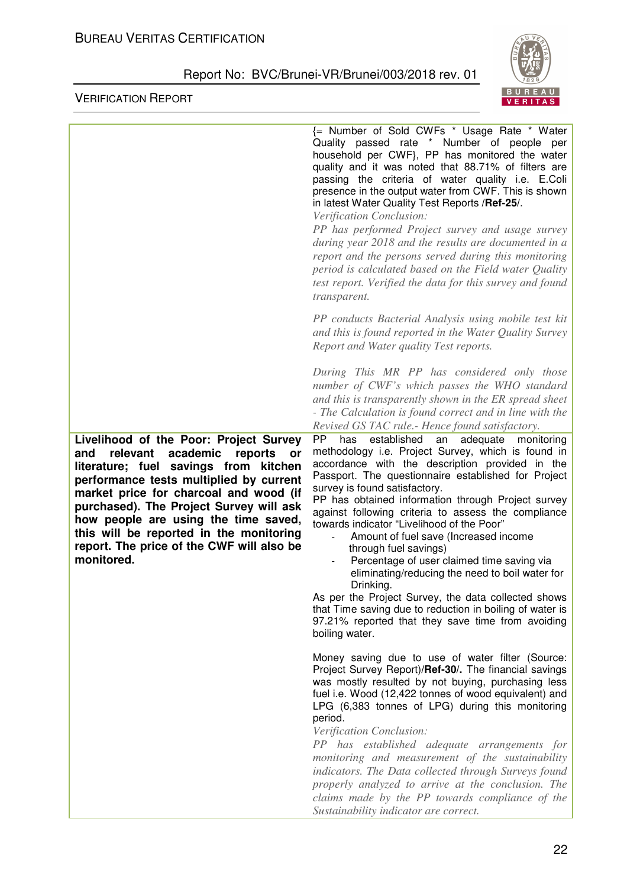| | |
|---|---|
| | {= Number of Sold CWFs * Usage Rate * Water Quality passed rate * Number of people per household per CWF}, PP has monitored the water quality and it was noted that 88.71% of filters are passing the criteria of water quality i.e. E.Coli presence in the output water from CWF. This is shown in latest Water Quality Test Reports /**Ref-25**/.<br>*Verification Conclusion:*<br>*PP has performed Project survey and usage survey during year 2018 and the results are documented in a report and the persons served during this monitoring period is calculated based on the Field water Quality test report. Verified the data for this survey and found transparent.*<br><br>*PP conducts Bacterial Analysis using mobile test kit and this is found reported in the Water Quality Survey Report and Water quality Test reports.*<br><br>*During This MR PP has considered only those number of CWF's which passes the WHO standard and this is transparently shown in the ER spread sheet - The Calculation is found correct and in line with the Revised GS TAC rule.- Hence found satisfactory.* |
| **Livelihood of the Poor: Project Survey and relevant academic reports or literature; fuel savings from kitchen performance tests multiplied by current market price for charcoal and wood (if purchased). The Project Survey will ask how people are using the time saved, this will be reported in the monitoring report. The price of the CWF will also be monitored.** | PP has established an adequate monitoring methodology i.e. Project Survey, which is found in accordance with the description provided in the Passport. The questionnaire established for Project survey is found satisfactory.<br>PP has obtained information through Project survey against following criteria to assess the compliance towards indicator "Livelihood of the Poor"<br>- Amount of fuel save (Increased income through fuel savings)<br>- Percentage of user claimed time saving via eliminating/reducing the need to boil water for Drinking.<br>As per the Project Survey, the data collected shows that Time saving due to reduction in boiling of water is 97.21% reported that they save time from avoiding boiling water.<br><br>Money saving due to use of water filter (Source: Project Survey Report)/**Ref-30**/. The financial savings was mostly resulted by not buying, purchasing less fuel i.e. Wood (12,422 tonnes of wood equivalent) and LPG (6,383 tonnes of LPG) during this monitoring period.<br>*Verification Conclusion:*<br>*PP has established adequate arrangements for monitoring and measurement of the sustainability indicators. The Data collected through Surveys found properly analyzed to arrive at the conclusion. The claims made by the PP towards compliance of the Sustainability indicator are correct.* |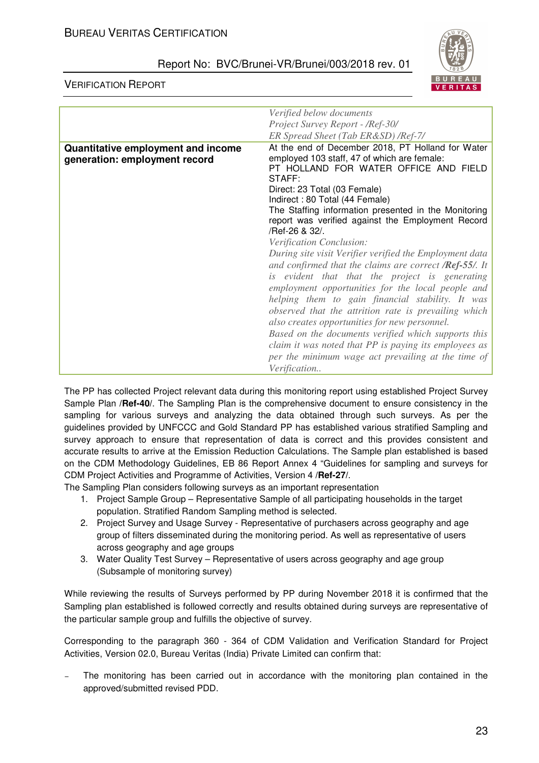| | |
|---|---|
| | *Verified below documents*<br>*Project Survey Report - /Ref-30/*<br>*ER Spread Sheet (Tab ER&SD) /Ref-7/* |
| **Quantitative employment and income generation: employment record** | At the end of December 2018, PT Holland for Water employed 103 staff, 47 of which are female:<br>PT HOLLAND FOR WATER OFFICE AND FIELD STAFF:<br>Direct: 23 Total (03 Female)<br>Indirect : 80 Total (44 Female)<br>The Staffing information presented in the Monitoring report was verified against the Employment Record /Ref-26 & 32/.<br>*Verification Conclusion:*<br>*During site visit Verifier verified the Employment data and confirmed that the claims are correct **/Ref-55/**. It is evident that that the project is generating employment opportunities for the local people and helping them to gain financial stability. It was observed that the attrition rate is prevailing which also creates opportunities for new personnel.*<br>*Based on the documents verified which supports this claim it was noted that PP is paying its employees as per the minimum wage act prevailing at the time of Verification..* |

The PP has collected Project relevant data during this monitoring report using established Project Survey Sample Plan /**Ref-40**/. The Sampling Plan is the comprehensive document to ensure consistency in the sampling for various surveys and analyzing the data obtained through such surveys. As per the guidelines provided by UNFCCC and Gold Standard PP has established various stratified Sampling and survey approach to ensure that representation of data is correct and this provides consistent and accurate results to arrive at the Emission Reduction Calculations. The Sample plan established is based on the CDM Methodology Guidelines, EB 86 Report Annex 4 "Guidelines for sampling and surveys for CDM Project Activities and Programme of Activities, Version 4 /**Ref-27**/.

The Sampling Plan considers following surveys as an important representation

1. Project Sample Group – Representative Sample of all participating households in the target population. Stratified Random Sampling method is selected.
2. Project Survey and Usage Survey - Representative of purchasers across geography and age group of filters disseminated during the monitoring period. As well as representative of users across geography and age groups
3. Water Quality Test Survey – Representative of users across geography and age group (Subsample of monitoring survey)

While reviewing the results of Surveys performed by PP during November 2018 it is confirmed that the Sampling plan established is followed correctly and results obtained during surveys are representative of the particular sample group and fulfills the objective of survey.

Corresponding to the paragraph 360 - 364 of CDM Validation and Verification Standard for Project Activities, Version 02.0, Bureau Veritas (India) Private Limited can confirm that:

- The monitoring has been carried out in accordance with the monitoring plan contained in the approved/submitted revised PDD.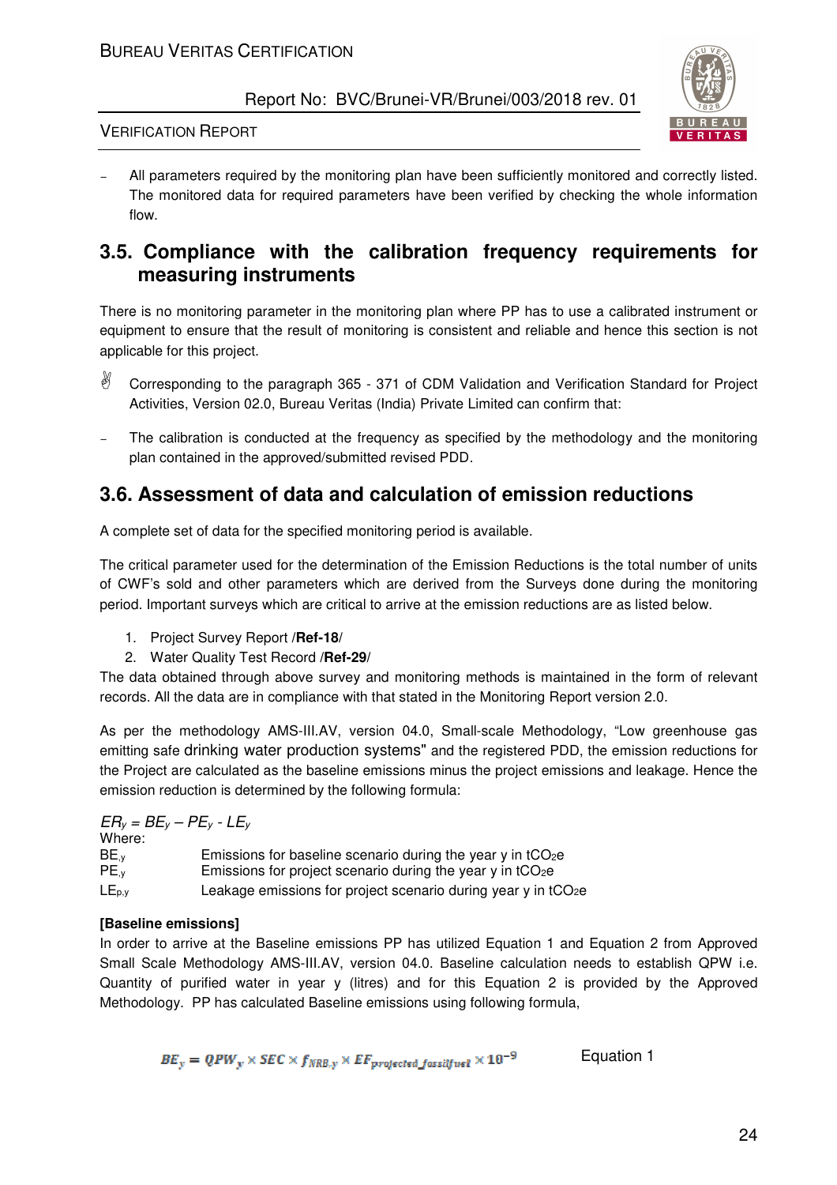- All parameters required by the monitoring plan have been sufficiently monitored and correctly listed. The monitored data for required parameters have been verified by checking the whole information flow.

## 3.5. Compliance with the calibration frequency requirements for measuring instruments

There is no monitoring parameter in the monitoring plan where PP has to use a calibrated instrument or equipment to ensure that the result of monitoring is consistent and reliable and hence this section is not applicable for this project.

✌ Corresponding to the paragraph 365 - 371 of CDM Validation and Verification Standard for Project Activities, Version 02.0, Bureau Veritas (India) Private Limited can confirm that:

- The calibration is conducted at the frequency as specified by the methodology and the monitoring plan contained in the approved/submitted revised PDD.

## 3.6. Assessment of data and calculation of emission reductions

A complete set of data for the specified monitoring period is available.

The critical parameter used for the determination of the Emission Reductions is the total number of units of CWF's sold and other parameters which are derived from the Surveys done during the monitoring period. Important surveys which are critical to arrive at the emission reductions are as listed below.

1. Project Survey Report /**Ref-18**/
2. Water Quality Test Record /**Ref-29**/

The data obtained through above survey and monitoring methods is maintained in the form of relevant records. All the data are in compliance with that stated in the Monitoring Report version 2.0.

As per the methodology AMS-III.AV, version 04.0, Small-scale Methodology, "Low greenhouse gas emitting safe drinking water production systems" and the registered PDD, the emission reductions for the Project are calculated as the baseline emissions minus the project emissions and leakage. Hence the emission reduction is determined by the following formula:

$ER_y = BE_y – PE_y - LE_y$

Where:

| | |
|---|---|
| $BE_{,y}$ | Emissions for baseline scenario during the year y in $tCO_2e$ |
| $PE_{,y}$ | Emissions for project scenario during the year y in $tCO_2e$ |
| $LE_{p,y}$ | Leakage emissions for project scenario during year y in $tCO_2e$ |

**[Baseline emissions]**

In order to arrive at the Baseline emissions PP has utilized Equation 1 and Equation 2 from Approved Small Scale Methodology AMS-III.AV, version 04.0. Baseline calculation needs to establish QPW i.e. Quantity of purified water in year y (litres) and for this Equation 2 is provided by the Approved Methodology. PP has calculated Baseline emissions using following formula,

$$BE_y = QPW_y \times SEC \times f_{NRB,y} \times EF_{projected\_fossilfuel} \times 10^{-9} \qquad \text{Equation 1}$$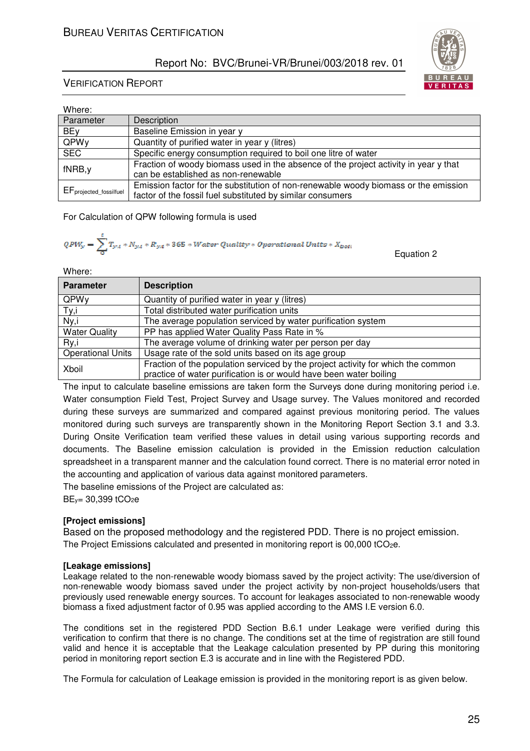Where:

| Parameter | Description |
|---|---|
| BEy | Baseline Emission in year y |
| QPWy | Quantity of purified water in year y (litres) |
| SEC | Specific energy consumption required to boil one litre of water |
| fNRB,y | Fraction of woody biomass used in the absence of the project activity in year y that can be established as non-renewable |
| $EF_{projected\_fossilfuel}$ | Emission factor for the substitution of non-renewable woody biomass or the emission factor of the fossil fuel substituted by similar consumers |

For Calculation of QPW following formula is used

$$QPW_y = \sum_{0}^{i} T_{y,i} * N_{y,i} * R_{y,i} * 365 * Water\ Quality * Operational\ Units * X_{boil}$$

Equation 2

Where:

| Parameter | Description |
|---|---|
| QPWy | Quantity of purified water in year y (litres) |
| Ty,i | Total distributed water purification units |
| Ny,i | The average population serviced by water purification system |
| Water Quality | PP has applied Water Quality Pass Rate in % |
| Ry,i | The average volume of drinking water per person per day |
| Operational Units | Usage rate of the sold units based on its age group |
| Xboil | Fraction of the population serviced by the project activity for which the common practice of water purification is or would have been water boiling |

The input to calculate baseline emissions are taken form the Surveys done during monitoring period i.e. Water consumption Field Test, Project Survey and Usage survey. The Values monitored and recorded during these surveys are summarized and compared against previous monitoring period. The values monitored during such surveys are transparently shown in the Monitoring Report Section 3.1 and 3.3. During Onsite Verification team verified these values in detail using various supporting records and documents. The Baseline emission calculation is provided in the Emission reduction calculation spreadsheet in a transparent manner and the calculation found correct. There is no material error noted in the accounting and application of various data against monitored parameters.

The baseline emissions of the Project are calculated as:

$BE_y$= 30,399 $tCO_2e$

**[Project emissions]**

Based on the proposed methodology and the registered PDD. There is no project emission.

The Project Emissions calculated and presented in monitoring report is 00,000 $tCO_2e$.

**[Leakage emissions]**

Leakage related to the non-renewable woody biomass saved by the project activity: The use/diversion of non-renewable woody biomass saved under the project activity by non-project households/users that previously used renewable energy sources. To account for leakages associated to non-renewable woody biomass a fixed adjustment factor of 0.95 was applied according to the AMS I.E version 6.0.

The conditions set in the registered PDD Section B.6.1 under Leakage were verified during this verification to confirm that there is no change. The conditions set at the time of registration are still found valid and hence it is acceptable that the Leakage calculation presented by PP during this monitoring period in monitoring report section E.3 is accurate and in line with the Registered PDD.

The Formula for calculation of Leakage emission is provided in the monitoring report is as given below.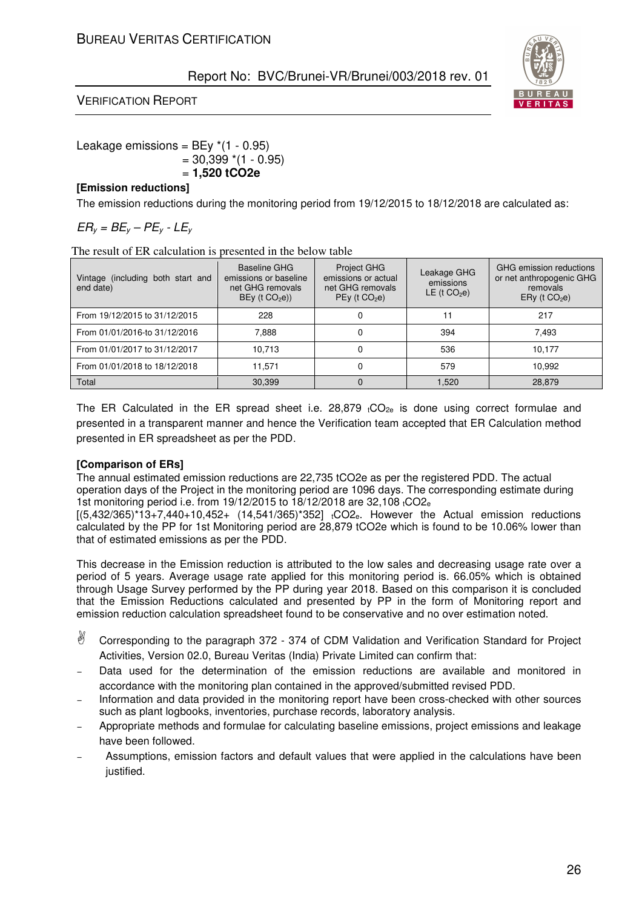Leakage emissions = BEy *(1 - 0.95)
= 30,399 *(1 - 0.95)
= **1,520 tCO2e**

**[Emission reductions]**

The emission reductions during the monitoring period from 19/12/2015 to 18/12/2018 are calculated as:

$ER_y = BE_y – PE_y - LE_y$

The result of ER calculation is presented in the below table

| Vintage (including both start and end date) | Baseline GHG emissions or baseline net GHG removals BEy (t $CO_2e$)) | Project GHG emissions or actual net GHG removals PEy (t $CO_2e$) | Leakage GHG emissions LE (t $CO_2e$) | GHG emission reductions or net anthropogenic GHG removals ERy (t $CO_2e$) |
|---|---|---|---|---|
| From 19/12/2015 to 31/12/2015 | 228 | 0 | 11 | 217 |
| From 01/01/2016-to 31/12/2016 | 7,888 | 0 | 394 | 7,493 |
| From 01/01/2017 to 31/12/2017 | 10,713 | 0 | 536 | 10,177 |
| From 01/01/2018 to 18/12/2018 | 11,571 | 0 | 579 | 10,992 |
| Total | 30,399 | 0 | 1,520 | 28,879 |

The ER Calculated in the ER spread sheet i.e. 28,879 $_tCO_{2e}$ is done using correct formulae and presented in a transparent manner and hence the Verification team accepted that ER Calculation method presented in ER spreadsheet as per the PDD.

**[Comparison of ERs]**

The annual estimated emission reductions are 22,735 tCO2e as per the registered PDD. The actual operation days of the Project in the monitoring period are 1096 days. The corresponding estimate during 1st monitoring period i.e. from 19/12/2015 to 18/12/2018 are 32,108 $_tCO2_e$ [(5,432/365)*13+7,440+10,452+ (14,541/365)*352] $_tCO2_e$. However the Actual emission reductions calculated by the PP for 1st Monitoring period are 28,879 tCO2e which is found to be 10.06% lower than that of estimated emissions as per the PDD.

This decrease in the Emission reduction is attributed to the low sales and decreasing usage rate over a period of 5 years. Average usage rate applied for this monitoring period is. 66.05% which is obtained through Usage Survey performed by the PP during year 2018. Based on this comparison it is concluded that the Emission Reductions calculated and presented by PP in the form of Monitoring report and emission reduction calculation spreadsheet found to be conservative and no over estimation noted.

- Corresponding to the paragraph 372 - 374 of CDM Validation and Verification Standard for Project Activities, Version 02.0, Bureau Veritas (India) Private Limited can confirm that:
  - Data used for the determination of the emission reductions are available and monitored in accordance with the monitoring plan contained in the approved/submitted revised PDD.
  - Information and data provided in the monitoring report have been cross-checked with other sources such as plant logbooks, inventories, purchase records, laboratory analysis.
  - Appropriate methods and formulae for calculating baseline emissions, project emissions and leakage have been followed.
  - Assumptions, emission factors and default values that were applied in the calculations have been justified.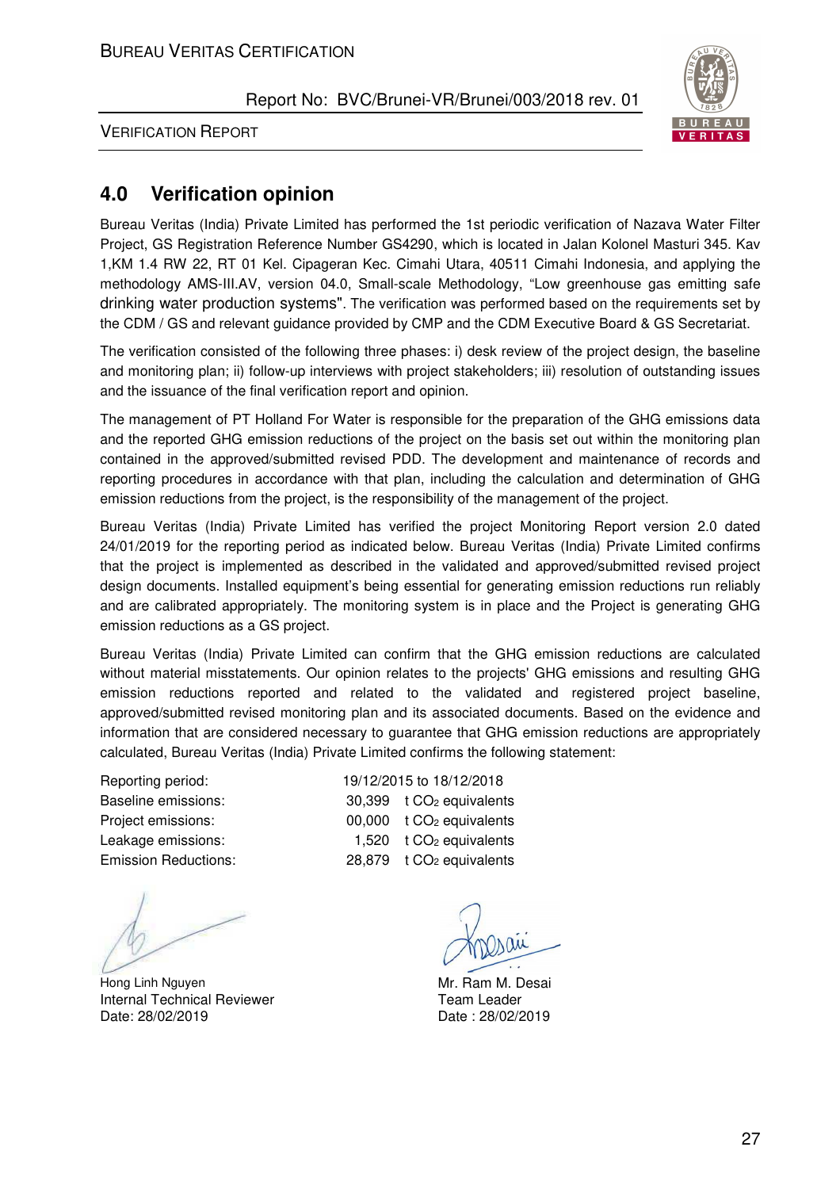## 4.0 Verification opinion

Bureau Veritas (India) Private Limited has performed the 1st periodic verification of Nazava Water Filter Project, GS Registration Reference Number GS4290, which is located in Jalan Kolonel Masturi 345. Kav 1,KM 1.4 RW 22, RT 01 Kel. Cipageran Kec. Cimahi Utara, 40511 Cimahi Indonesia, and applying the methodology AMS-III.AV, version 04.0, Small-scale Methodology, "Low greenhouse gas emitting safe drinking water production systems". The verification was performed based on the requirements set by the CDM / GS and relevant guidance provided by CMP and the CDM Executive Board & GS Secretariat.

The verification consisted of the following three phases: i) desk review of the project design, the baseline and monitoring plan; ii) follow-up interviews with project stakeholders; iii) resolution of outstanding issues and the issuance of the final verification report and opinion.

The management of PT Holland For Water is responsible for the preparation of the GHG emissions data and the reported GHG emission reductions of the project on the basis set out within the monitoring plan contained in the approved/submitted revised PDD. The development and maintenance of records and reporting procedures in accordance with that plan, including the calculation and determination of GHG emission reductions from the project, is the responsibility of the management of the project.

Bureau Veritas (India) Private Limited has verified the project Monitoring Report version 2.0 dated 24/01/2019 for the reporting period as indicated below. Bureau Veritas (India) Private Limited confirms that the project is implemented as described in the validated and approved/submitted revised project design documents. Installed equipment's being essential for generating emission reductions run reliably and are calibrated appropriately. The monitoring system is in place and the Project is generating GHG emission reductions as a GS project.

Bureau Veritas (India) Private Limited can confirm that the GHG emission reductions are calculated without material misstatements. Our opinion relates to the projects' GHG emissions and resulting GHG emission reductions reported and related to the validated and registered project baseline, approved/submitted revised monitoring plan and its associated documents. Based on the evidence and information that are considered necessary to guarantee that GHG emission reductions are appropriately calculated, Bureau Veritas (India) Private Limited confirms the following statement:

| | |
|---|---|
| Reporting period: | 19/12/2015 to 18/12/2018 |
| Baseline emissions: | 30,399 t $CO_2$ equivalents |
| Project emissions: | 00,000 t $CO_2$ equivalents |
| Leakage emissions: | 1,520 t $CO_2$ equivalents |
| Emission Reductions: | 28,879 t $CO_2$ equivalents |

Hong Linh Nguyen
Internal Technical Reviewer
Date: 28/02/2019

Mr. Ram M. Desai
Team Leader
Date : 28/02/2019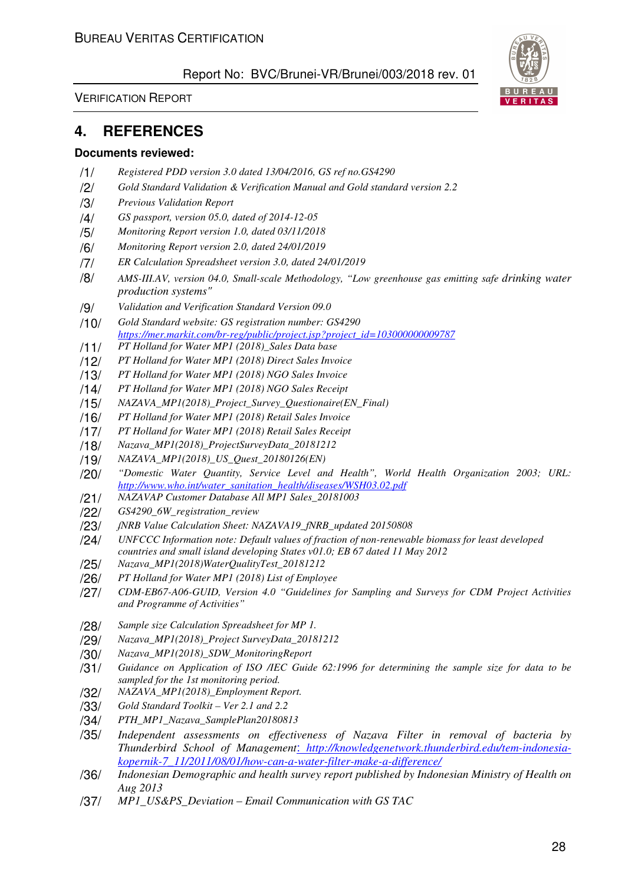## 4. REFERENCES

**Documents reviewed:**

/1/ *Registered PDD version 3.0 dated 13/04/2016, GS ref no.GS4290*

/2/ *Gold Standard Validation & Verification Manual and Gold standard version 2.2*

/3/ *Previous Validation Report*

/4/ *GS passport, version 05.0, dated of 2014-12-05*

/5/ *Monitoring Report version 1.0, dated 03/11/2018*

/6/ *Monitoring Report version 2.0, dated 24/01/2019*

/7/ *ER Calculation Spreadsheet version 3.0, dated 24/01/2019*

/8/ *AMS-III.AV, version 04.0, Small-scale Methodology, "Low greenhouse gas emitting safe drinking water production systems"*

/9/ *Validation and Verification Standard Version 09.0*

/10/ *Gold Standard website: GS registration number: GS4290* https://mer.markit.com/br-reg/public/project.jsp?project_id=103000000009787

/11/ *PT Holland for Water MP1 (2018)_Sales Data base*

/12/ *PT Holland for Water MP1 (2018) Direct Sales Invoice*

/13/ *PT Holland for Water MP1 (2018) NGO Sales Invoice*

/14/ *PT Holland for Water MP1 (2018) NGO Sales Receipt*

/15/ *NAZAVA_MP1(2018)_Project_Survey_Questionaire(EN_Final)*

/16/ *PT Holland for Water MP1 (2018) Retail Sales Invoice*

/17/ *PT Holland for Water MP1 (2018) Retail Sales Receipt*

/18/ *Nazava_MP1(2018)_ProjectSurveyData_20181212*

/19/ *NAZAVA_MP1(2018)_US_Quest_20180126(EN)*

/20/ *"Domestic Water Quantity, Service Level and Health", World Health Organization 2003; URL:* http://www.who.int/water_sanitation_health/diseases/WSH03.02.pdf

/21/ *NAZAVAP Customer Database All MP1 Sales_20181003*

/22/ *GS4290_6W_registration_review*

/23/ *fNRB Value Calculation Sheet: NAZAVA19_fNRB_updated 20150808*

/24/ *UNFCCC Information note: Default values of fraction of non-renewable biomass for least developed countries and small island developing States v01.0; EB 67 dated 11 May 2012*

/25/ *Nazava_MP1(2018)WaterQualityTest_20181212*

/26/ *PT Holland for Water MP1 (2018) List of Employee*

/27/ *CDM-EB67-A06-GUID, Version 4.0 "Guidelines for Sampling and Surveys for CDM Project Activities and Programme of Activities"*

/28/ *Sample size Calculation Spreadsheet for MP 1.*

/29/ *Nazava_MP1(2018)_Project SurveyData_20181212*

/30/ *Nazava_MP1(2018)_SDW_MonitoringReport*

/31/ *Guidance on Application of ISO /IEC Guide 62:1996 for determining the sample size for data to be sampled for the 1st monitoring period.*

/32/ *NAZAVA_MP1(2018)_Employment Report.*

/33/ *Gold Standard Toolkit – Ver 2.1 and 2.2*

/34/ *PTH_MP1_Nazava_SamplePlan20180813*

/35/ *Independent assessments on effectiveness of Nazava Filter in removal of bacteria by Thunderbird School of Management*: http://knowledgenetwork.thunderbird.edu/tem-indonesia-kopernik-7_11/2011/08/01/how-can-a-water-filter-make-a-difference/

/36/ *Indonesian Demographic and health survey report published by Indonesian Ministry of Health on Aug 2013*

/37/ *MP1_US&PS_Deviation – Email Communication with GS TAC*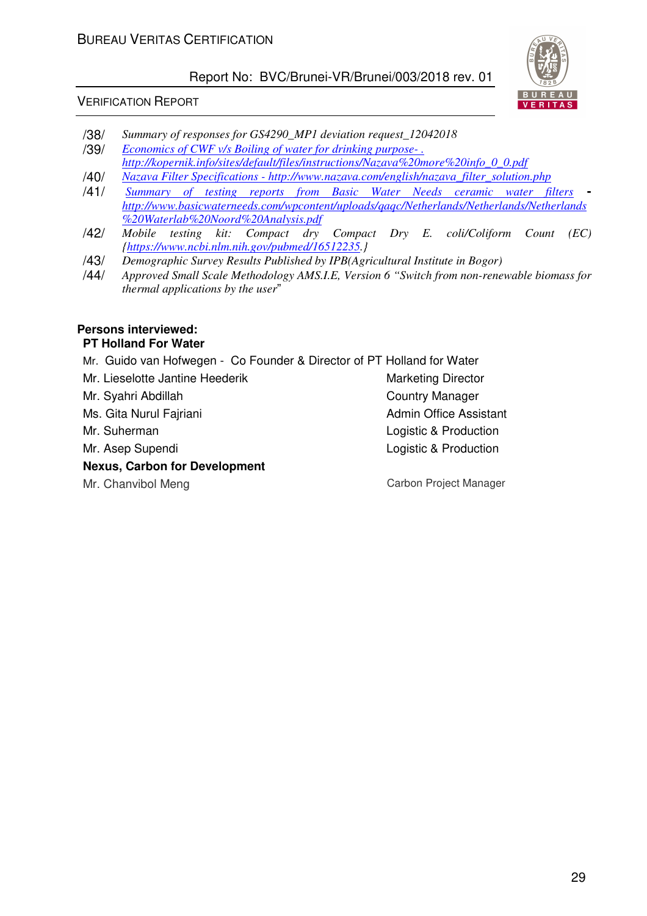/38/ *Summary of responses for GS4290_MP1 deviation request_12042018*

/39/ *Economics of CWF v/s Boiling of water for drinking purpose- . http://kopernik.info/sites/default/files/instructions/Nazava%20more%20info_0_0.pdf*

/40/ *Nazava Filter Specifications - http://www.nazava.com/english/nazava_filter_solution.php*

/41/ *Summary of testing reports from Basic Water Needs ceramic water filters* - *http://www.basicwaterneeds.com/wpcontent/uploads/qaqc/Netherlands/Netherlands/Netherlands%20Waterlab%20Noord%20Analysis.pdf*

/42/ *Mobile testing kit: Compact dry Compact Dry E. coli/Coliform Count (EC) {https://www.ncbi.nlm.nih.gov/pubmed/16512235.}*

/43/ *Demographic Survey Results Published by IPB(Agricultural Institute in Bogor)*

/44/ *Approved Small Scale Methodology AMS.I.E, Version 6 "Switch from non-renewable biomass for thermal applications by the user"*

**Persons interviewed:**

**PT Holland For Water**

Mr. Guido van Hofwegen - Co Founder & Director of PT Holland for Water

| | |
|---|---|
| Mr. Lieselotte Jantine Heederik | Marketing Director |
| Mr. Syahri Abdillah | Country Manager |
| Ms. Gita Nurul Fajriani | Admin Office Assistant |
| Mr. Suherman | Logistic & Production |
| Mr. Asep Supendi | Logistic & Production |

**Nexus, Carbon for Development**

| | |
|---|---|
| Mr. Chanvibol Meng | Carbon Project Manager |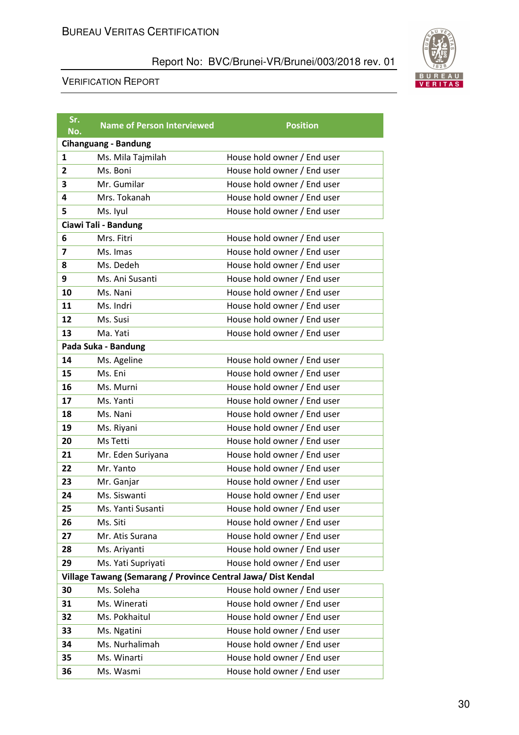| Sr. No. | Name of Person Interviewed | Position |
|---|---|---|
| **Cihanguang - Bandung** | | |
| **1** | Ms. Mila Tajmilah | House hold owner / End user |
| **2** | Ms. Boni | House hold owner / End user |
| **3** | Mr. Gumilar | House hold owner / End user |
| **4** | Mrs. Tokanah | House hold owner / End user |
| **5** | Ms. Iyul | House hold owner / End user |
| **Ciawi Tali - Bandung** | | |
| **6** | Mrs. Fitri | House hold owner / End user |
| **7** | Ms. Imas | House hold owner / End user |
| **8** | Ms. Dedeh | House hold owner / End user |
| **9** | Ms. Ani Susanti | House hold owner / End user |
| **10** | Ms. Nani | House hold owner / End user |
| **11** | Ms. Indri | House hold owner / End user |
| **12** | Ms. Susi | House hold owner / End user |
| **13** | Ma. Yati | House hold owner / End user |
| **Pada Suka - Bandung** | | |
| **14** | Ms. Ageline | House hold owner / End user |
| **15** | Ms. Eni | House hold owner / End user |
| **16** | Ms. Murni | House hold owner / End user |
| **17** | Ms. Yanti | House hold owner / End user |
| **18** | Ms. Nani | House hold owner / End user |
| **19** | Ms. Riyani | House hold owner / End user |
| **20** | Ms Tetti | House hold owner / End user |
| **21** | Mr. Eden Suriyana | House hold owner / End user |
| **22** | Mr. Yanto | House hold owner / End user |
| **23** | Mr. Ganjar | House hold owner / End user |
| **24** | Ms. Siswanti | House hold owner / End user |
| **25** | Ms. Yanti Susanti | House hold owner / End user |
| **26** | Ms. Siti | House hold owner / End user |
| **27** | Mr. Atis Surana | House hold owner / End user |
| **28** | Ms. Ariyanti | House hold owner / End user |
| **29** | Ms. Yati Supriyati | House hold owner / End user |
| **Village Tawang (Semarang / Province Central Jawa/ Dist Kendal** | | |
| **30** | Ms. Soleha | House hold owner / End user |
| **31** | Ms. Winerati | House hold owner / End user |
| **32** | Ms. Pokhaitul | House hold owner / End user |
| **33** | Ms. Ngatini | House hold owner / End user |
| **34** | Ms. Nurhalimah | House hold owner / End user |
| **35** | Ms. Winarti | House hold owner / End user |
| **36** | Ms. Wasmi | House hold owner / End user |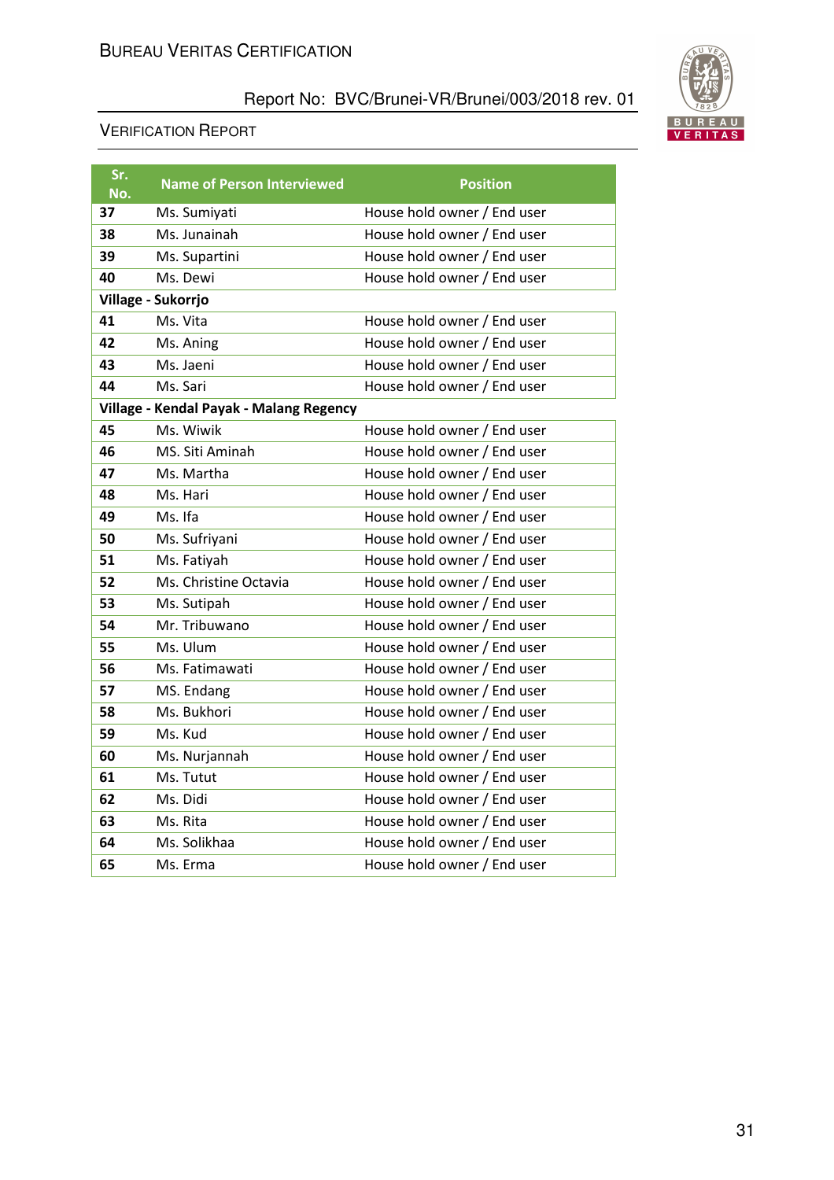| Sr. No. | Name of Person Interviewed | Position |
|---|---|---|
| 37 | Ms. Sumiyati | House hold owner / End user |
| 38 | Ms. Junainah | House hold owner / End user |
| 39 | Ms. Supartini | House hold owner / End user |
| 40 | Ms. Dewi | House hold owner / End user |
| **Village - Sukorrjo** | | |
| 41 | Ms. Vita | House hold owner / End user |
| 42 | Ms. Aning | House hold owner / End user |
| 43 | Ms. Jaeni | House hold owner / End user |
| 44 | Ms. Sari | House hold owner / End user |
| **Village - Kendal Payak - Malang Regency** | | |
| 45 | Ms. Wiwik | House hold owner / End user |
| 46 | MS. Siti Aminah | House hold owner / End user |
| 47 | Ms. Martha | House hold owner / End user |
| 48 | Ms. Hari | House hold owner / End user |
| 49 | Ms. Ifa | House hold owner / End user |
| 50 | Ms. Sufriyani | House hold owner / End user |
| 51 | Ms. Fatiyah | House hold owner / End user |
| 52 | Ms. Christine Octavia | House hold owner / End user |
| 53 | Ms. Sutipah | House hold owner / End user |
| 54 | Mr. Tribuwano | House hold owner / End user |
| 55 | Ms. Ulum | House hold owner / End user |
| 56 | Ms. Fatimawati | House hold owner / End user |
| 57 | MS. Endang | House hold owner / End user |
| 58 | Ms. Bukhori | House hold owner / End user |
| 59 | Ms. Kud | House hold owner / End user |
| 60 | Ms. Nurjannah | House hold owner / End user |
| 61 | Ms. Tutut | House hold owner / End user |
| 62 | Ms. Didi | House hold owner / End user |
| 63 | Ms. Rita | House hold owner / End user |
| 64 | Ms. Solikhaa | House hold owner / End user |
| 65 | Ms. Erma | House hold owner / End user |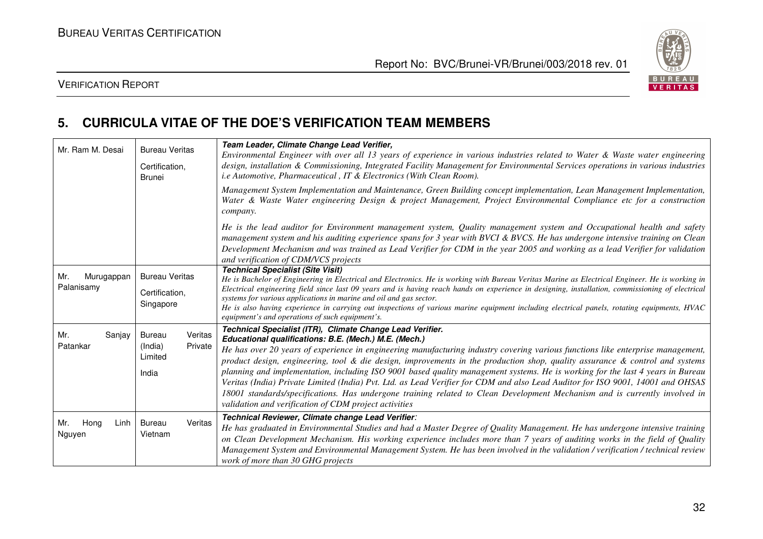## 5. CURRICULA VITAE OF THE DOE'S VERIFICATION TEAM MEMBERS

| | | |
|---|---|---|
| Mr. Ram M. Desai | Bureau Veritas Certification, Brunei | ***Team Leader, Climate Change Lead Verifier,*** *Environmental Engineer with over all 13 years of experience in various industries related to Water & Waste water engineering design, installation & Commissioning, Integrated Facility Management for Environmental Services operations in various industries i.e Automotive, Pharmaceutical , IT & Electronics (With Clean Room).* *Management System Implementation and Maintenance, Green Building concept implementation, Lean Management Implementation, Water & Waste Water engineering Design & project Management, Project Environmental Compliance etc for a construction company.* *He is the lead auditor for Environment management system, Quality management system and Occupational health and safety management system and his auditing experience spans for 3 year with BVCI & BVCS. He has undergone intensive training on Clean Development Mechanism and was trained as Lead Verifier for CDM in the year 2005 and working as a lead Verifier for validation and verification of CDM/VCS projects* |
| Mr. Murugappan Palanisamy | Bureau Veritas Certification, Singapore | ***Technical Specialist (Site Visit)*** *He is Bachelor of Engineering in Electrical and Electronics. He is working with Bureau Veritas Marine as Electrical Engineer. He is working in Electrical engineering field since last 09 years and is having reach hands on experience in designing, installation, commissioning of electrical systems for various applications in marine and oil and gas sector.* *He is also having experience in carrying out inspections of various marine equipment including electrical panels, rotating equipments, HVAC equipment's and operations of such equipment's.* |
| Mr. Sanjay Patankar | Bureau Veritas (India) Private Limited India | ***Technical Specialist (ITR), Climate Change Lead Verifier.*** ***Educational qualifications: B.E. (Mech.) M.E. (Mech.)*** *He has over 20 years of experience in engineering manufacturing industry covering various functions like enterprise management, product design, engineering, tool & die design, improvements in the production shop, quality assurance & control and systems planning and implementation, including ISO 9001 based quality management systems. He is working for the last 4 years in Bureau Veritas (India) Private Limited (India) Pvt. Ltd. as Lead Verifier for CDM and also Lead Auditor for ISO 9001, 14001 and OHSAS 18001 standards/specifications. Has undergone training related to Clean Development Mechanism and is currently involved in validation and verification of CDM project activities* |
| Mr. Hong Linh Nguyen | Bureau Veritas Vietnam | ***Technical Reviewer, Climate change Lead Verifier:*** *He has graduated in Environmental Studies and had a Master Degree of Quality Management. He has undergone intensive training on Clean Development Mechanism. His working experience includes more than 7 years of auditing works in the field of Quality Management System and Environmental Management System. He has been involved in the validation / verification / technical review work of more than 30 GHG projects* |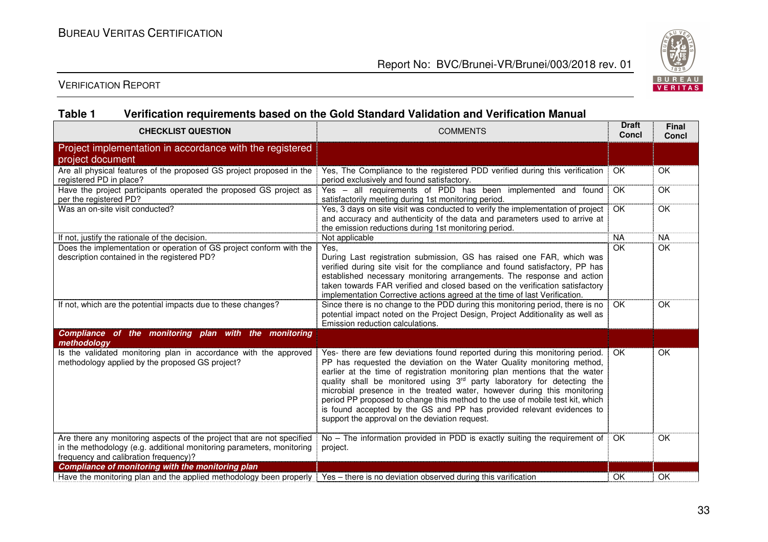## Table 1 Verification requirements based on the Gold Standard Validation and Verification Manual

| CHECKLIST QUESTION | COMMENTS | Draft Concl | Final Concl |
|---|---|---|---|
| **Project implementation in accordance with the registered project document** | | | |
| Are all physical features of the proposed GS project proposed in the registered PD in place? | Yes, The Compliance to the registered PDD verified during this verification period exclusively and found satisfactory. | OK | OK |
| Have the project participants operated the proposed GS project as per the registered PD? | Yes – all requirements of PDD has been implemented and found satisfactorily meeting during 1st monitoring period. | OK | OK |
| Was an on-site visit conducted? | Yes, 3 days on site visit was conducted to verify the implementation of project and accuracy and authenticity of the data and parameters used to arrive at the emission reductions during 1st monitoring period. | OK | OK |
| If not, justify the rationale of the decision. | Not applicable | NA | NA |
| Does the implementation or operation of GS project conform with the description contained in the registered PD? | Yes,<br>During Last registration submission, GS has raised one FAR, which was verified during site visit for the compliance and found satisfactory, PP has established necessary monitoring arrangements. The response and action taken towards FAR verified and closed based on the verification satisfactory implementation Corrective actions agreed at the time of last Verification. | OK | OK |
| If not, which are the potential impacts due to these changes? | Since there is no change to the PDD during this monitoring period, there is no potential impact noted on the Project Design, Project Additionality as well as Emission reduction calculations. | OK | OK |
| ***Compliance of the monitoring plan with the monitoring methodology*** | | | |
| Is the validated monitoring plan in accordance with the approved methodology applied by the proposed GS project? | Yes- there are few deviations found reported during this monitoring period. PP has requested the deviation on the Water Quality monitoring method, earlier at the time of registration monitoring plan mentions that the water quality shall be monitored using 3rd party laboratory for detecting the microbial presence in the treated water, however during this monitoring period PP proposed to change this method to the use of mobile test kit, which is found accepted by the GS and PP has provided relevant evidences to support the approval on the deviation request. | OK | OK |
| Are there any monitoring aspects of the project that are not specified in the methodology (e.g. additional monitoring parameters, monitoring frequency and calibration frequency)? | No – The information provided in PDD is exactly suiting the requirement of project. | OK | OK |
| ***Compliance of monitoring with the monitoring plan*** | | | |
| Have the monitoring plan and the applied methodology been properly | Yes – there is no deviation observed during this varification | OK | OK |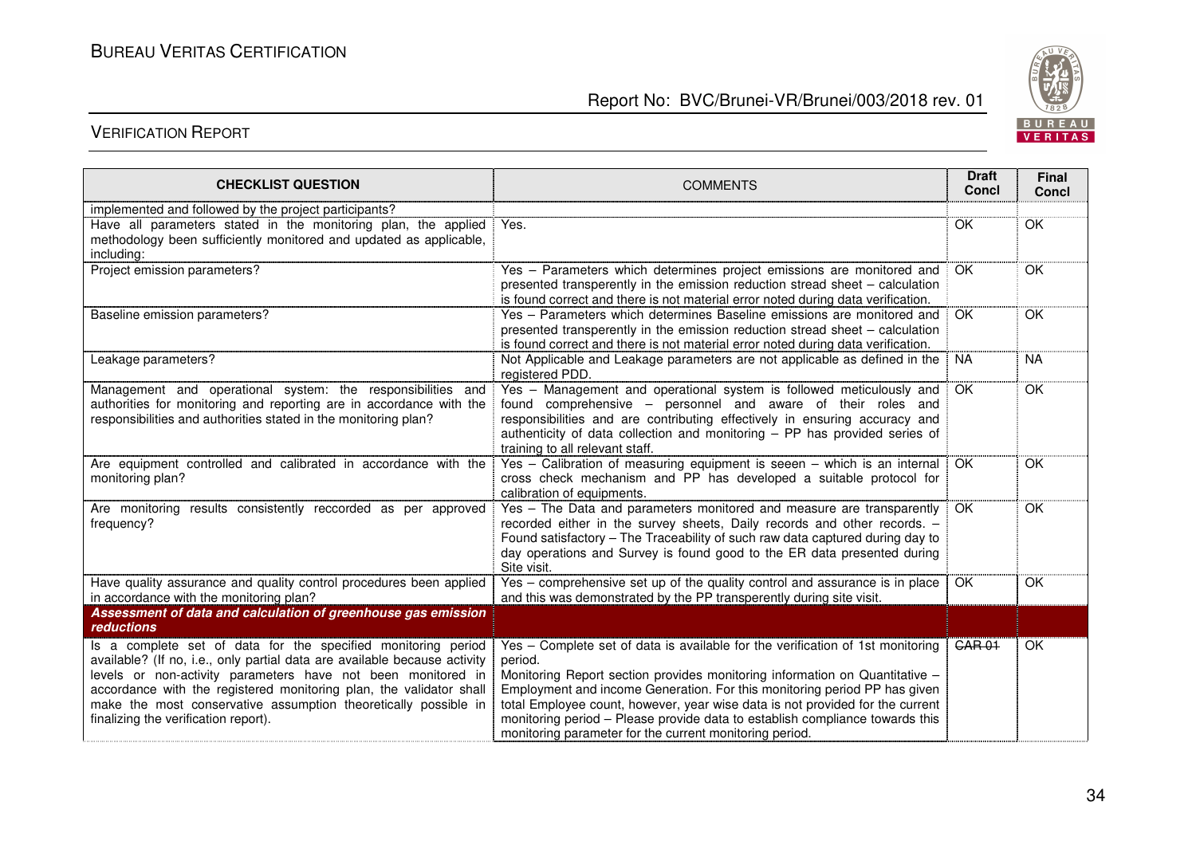| CHECKLIST QUESTION | COMMENTS | Draft Concl | Final Concl |
|---|---|---|---|
| implemented and followed by the project participants? | | | |
| Have all parameters stated in the monitoring plan, the applied methodology been sufficiently monitored and updated as applicable, including: | Yes. | OK | OK |
| Project emission parameters? | Yes – Parameters which determines project emissions are monitored and presented transperently in the emission reduction stread sheet – calculation is found correct and there is not material error noted during data verification. | OK | OK |
| Baseline emission parameters? | Yes – Parameters which determines Baseline emissions are monitored and presented transperently in the emission reduction stread sheet – calculation is found correct and there is not material error noted during data verification. | OK | OK |
| Leakage parameters? | Not Applicable and Leakage parameters are not applicable as defined in the registered PDD. | NA | NA |
| Management and operational system: the responsibilities and authorities for monitoring and reporting are in accordance with the responsibilities and authorities stated in the monitoring plan? | Yes – Management and operational system is followed meticulously and found comprehensive – personnel and aware of their roles and responsibilities and are contributing effectively in ensuring accuracy and authenticity of data collection and monitoring – PP has provided series of training to all relevant staff. | OK | OK |
| Are equipment controlled and calibrated in accordance with the monitoring plan? | Yes – Calibration of measuring equipment is seeen – which is an internal cross check mechanism and PP has developed a suitable protocol for calibration of equipments. | OK | OK |
| Are monitoring results consistently reccorded as per approved frequency? | Yes – The Data and parameters monitored and measure are transparently recorded either in the survey sheets, Daily records and other records. – Found satisfactory – The Traceability of such raw data captured during day to day operations and Survey is found good to the ER data presented during Site visit. | OK | OK |
| Have quality assurance and quality control procedures been applied in accordance with the monitoring plan? | Yes – comprehensive set up of the quality control and assurance is in place and this was demonstrated by the PP transperently during site visit. | OK | OK |
| ***Assessment of data and calculation of greenhouse gas emission reductions*** | | | |
| Is a complete set of data for the specified monitoring period available? (If no, i.e., only partial data are available because activity levels or non-activity parameters have not been monitored in accordance with the registered monitoring plan, the validator shall make the most conservative assumption theoretically possible in finalizing the verification report). | Yes – Complete set of data is available for the verification of 1st monitoring period.<br>Monitoring Report section provides monitoring information on Quantitative – Employment and income Generation. For this monitoring period PP has given total Employee count, however, year wise data is not provided for the current monitoring period – Please provide data to establish compliance towards this monitoring parameter for the current monitoring period. | ~~CAR 01~~ | OK |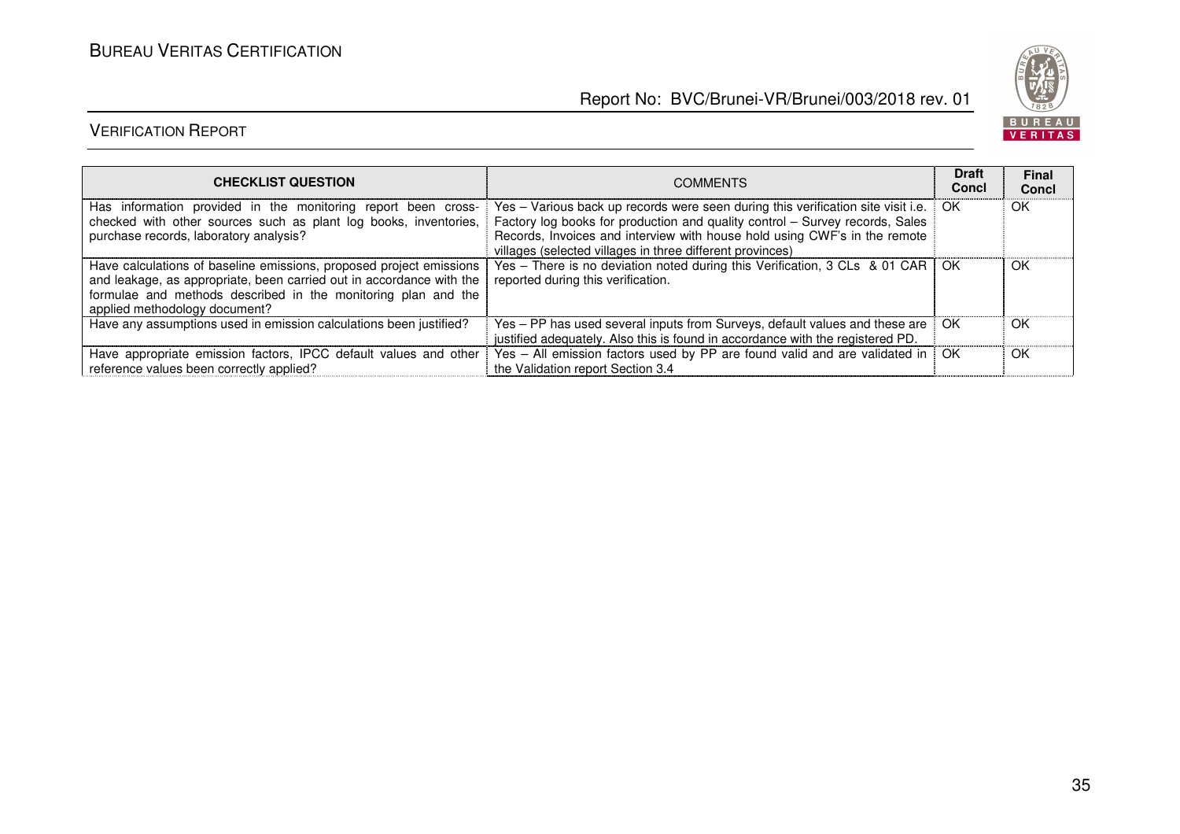| CHECKLIST QUESTION | COMMENTS | Draft Concl | Final Concl |
|---|---|---|---|
| Has information provided in the monitoring report been cross-checked with other sources such as plant log books, inventories, purchase records, laboratory analysis? | Yes – Various back up records were seen during this verification site visit i.e. Factory log books for production and quality control – Survey records, Sales Records, Invoices and interview with house hold using CWF's in the remote villages (selected villages in three different provinces) | OK | OK |
| Have calculations of baseline emissions, proposed project emissions and leakage, as appropriate, been carried out in accordance with the formulae and methods described in the monitoring plan and the applied methodology document? | Yes – There is no deviation noted during this Verification, 3 CLs & 01 CAR reported during this verification. | OK | OK |
| Have any assumptions used in emission calculations been justified? | Yes – PP has used several inputs from Surveys, default values and these are justified adequately. Also this is found in accordance with the registered PD. | OK | OK |
| Have appropriate emission factors, IPCC default values and other reference values been correctly applied? | Yes – All emission factors used by PP are found valid and are validated in the Validation report Section 3.4 | OK | OK |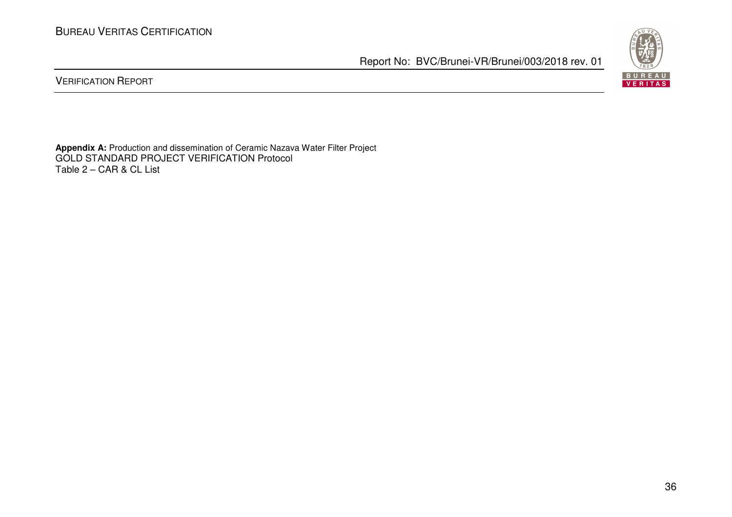**Appendix A:** Production and dissemination of Ceramic Nazava Water Filter Project
GOLD STANDARD PROJECT VERIFICATION Protocol
Table 2 – CAR & CL List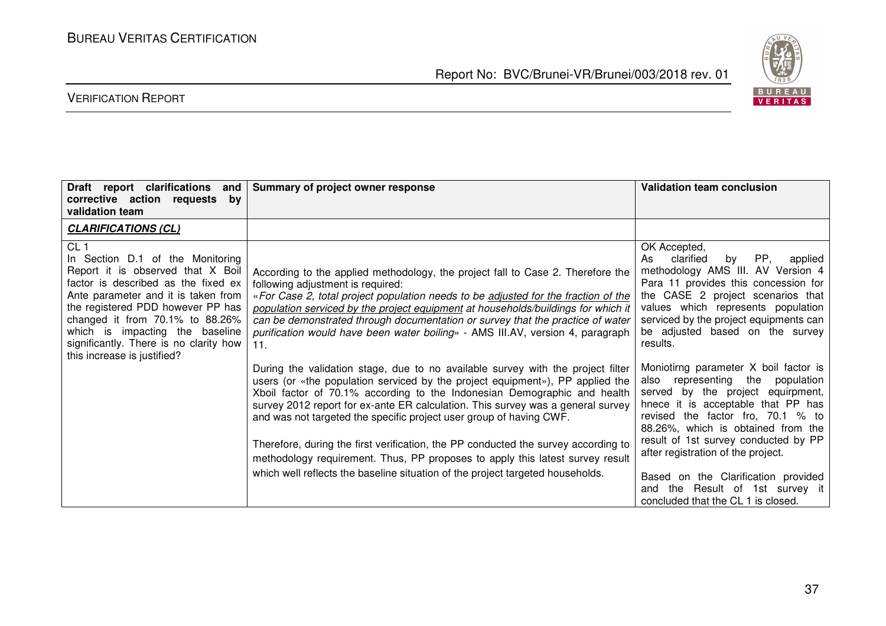| **Draft report clarifications and corrective action requests by validation team** | **Summary of project owner response** | **Validation team conclusion** |
|---|---|---|
| ***CLARIFICATIONS (CL)*** | | |
| CL 1<br>In Section D.1 of the Monitoring Report it is observed that X Boil factor is described as the fixed ex Ante parameter and it is taken from the registered PDD however PP has changed it from 70.1% to 88.26% which is impacting the baseline significantly. There is no clarity how this increase is justified? | According to the applied methodology, the project fall to Case 2. Therefore the following adjustment is required:<br>«*For Case 2, total project population needs to be <u>adjusted for the fraction of the population serviced by the project equipment</u> at households/buildings for which it can be demonstrated through documentation or survey that the practice of water purification would have been water boiling*» - AMS III.AV, version 4, paragraph 11.<br><br>During the validation stage, due to no available survey with the project filter users (or «the population serviced by the project equipment»), PP applied the Xboil factor of 70.1% according to the Indonesian Demographic and health survey 2012 report for ex-ante ER calculation. This survey was a general survey and was not targeted the specific project user group of having CWF.<br><br>Therefore, during the first verification, the PP conducted the survey according to methodology requirement. Thus, PP proposes to apply this latest survey result which well reflects the baseline situation of the project targeted households. | OK Accepted,<br>As clarified by PP, applied methodology AMS III. AV Version 4 Para 11 provides this concession for the CASE 2 project scenarios that values which represents population serviced by the project equipments can be adjusted based on the survey results.<br><br>Moniotirng parameter X boil factor is also representing the population served by the project equirpment, hnece it is acceptable that PP has revised the factor fro, 70.1 % to 88.26%, which is obtained from the result of 1st survey conducted by PP after registration of the project.<br><br>Based on the Clarification provided and the Result of 1st survey it concluded that the CL 1 is closed. |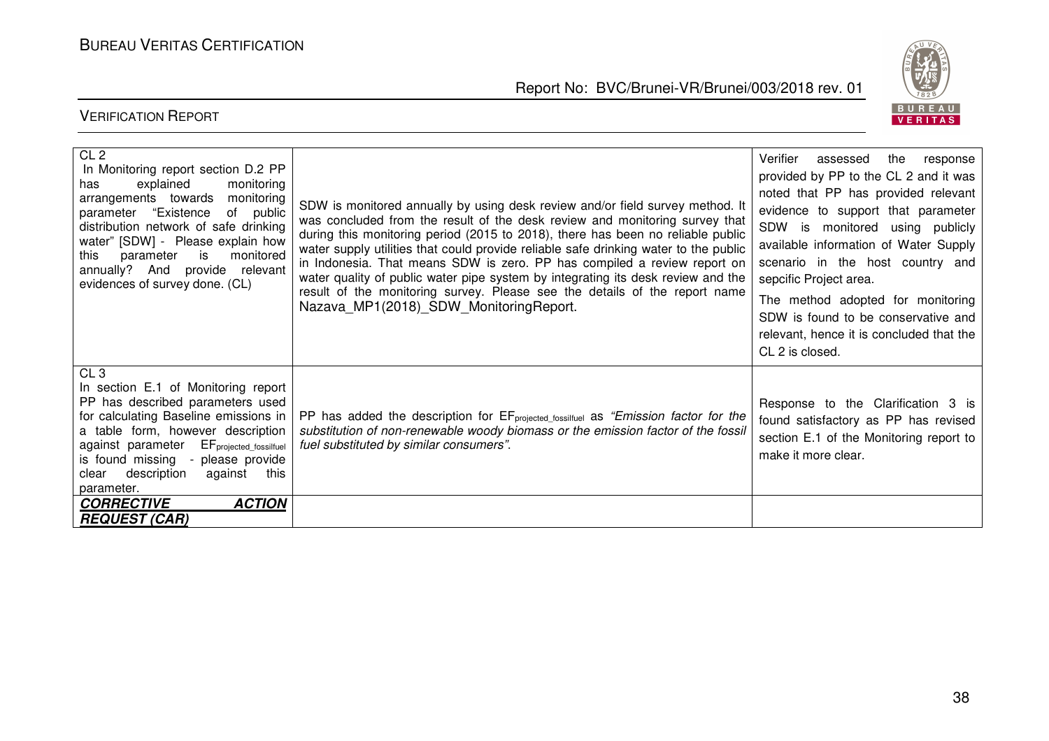| | | |
|---|---|---|
| CL 2<br>In Monitoring report section D.2 PP has explained monitoring arrangements towards monitoring parameter "Existence of public distribution network of safe drinking water" [SDW] - Please explain how this parameter is monitored annually? And provide relevant evidences of survey done. (CL) | SDW is monitored annually by using desk review and/or field survey method. It was concluded from the result of the desk review and monitoring survey that during this monitoring period (2015 to 2018), there has been no reliable public water supply utilities that could provide reliable safe drinking water to the public in Indonesia. That means SDW is zero. PP has compiled a review report on water quality of public water pipe system by integrating its desk review and the result of the monitoring survey. Please see the details of the report name Nazava_MP1(2018)_SDW_MonitoringReport. | Verifier assessed the response provided by PP to the CL 2 and it was noted that PP has provided relevant evidence to support that parameter SDW is monitored using publicly available information of Water Supply scenario in the host country and sepcific Project area.<br>The method adopted for monitoring SDW is found to be conservative and relevant, hence it is concluded that the CL 2 is closed. |
| CL 3<br>In section E.1 of Monitoring report PP has described parameters used for calculating Baseline emissions in a table form, however description against parameter $EF_{projected\_fossilfuel}$ is found missing - please provide clear description against this parameter. | PP has added the description for $EF_{projected\_fossilfuel}$ as *"Emission factor for the substitution of non-renewable woody biomass or the emission factor of the fossil fuel substituted by similar consumers"*. | Response to the Clarification 3 is found satisfactory as PP has revised section E.1 of the Monitoring report to make it more clear. |
| ***CORRECTIVE ACTION REQUEST (CAR)*** | | |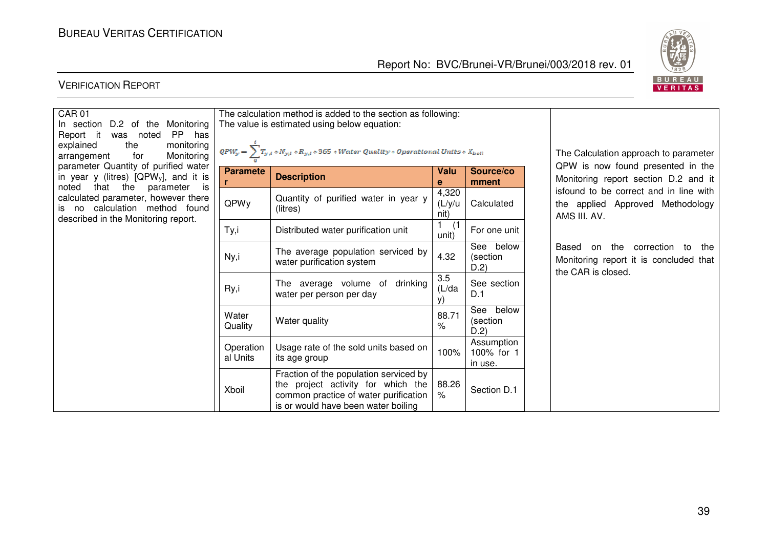| | | |
|---|---|---|
| CAR 01<br>In section D.2 of the Monitoring Report it was noted PP has explained the monitoring arrangement for Monitoring parameter Quantity of purified water in year y (litres) [$QPW_y$], and it is noted that the parameter is calculated parameter, however there is no calculation method found described in the Monitoring report. | The calculation method is added to the section as following:<br>The value is estimated using below equation:<br>$QPW_y = \sum_{0}^{i} T_{y,i} * N_{y,i} * R_{y,i} * 365 * Water\ Quality * Operational\ Units * X_{boil}$ | The Calculation approach to parameter QPW is now found presented in the Monitoring report section D.2 and it isfound to be correct and in line with the applied Approved Methodology AMS III. AV.<br><br>Based on the correction to the Monitoring report it is concluded that the CAR is closed. |

| Parameter | Description | Value | Source/comment |
|---|---|---|---|
| QPWy | Quantity of purified water in year y (litres) | 4,320 (L/y/unit) | Calculated |
| Ty,i | Distributed water purification unit | 1 (1 unit) | For one unit |
| Ny,i | The average population serviced by water purification system | 4.32 | See below (section D.2) |
| Ry,i | The average volume of drinking water per person per day | 3.5 (L/day) | See section D.1 |
| Water Quality | Water quality | 88.71 % | See below (section D.2) |
| Operational Units | Usage rate of the sold units based on its age group | 100% | Assumption 100% for 1 in use. |
| Xboil | Fraction of the population serviced by the project activity for which the common practice of water purification is or would have been water boiling | 88.26 % | Section D.1 |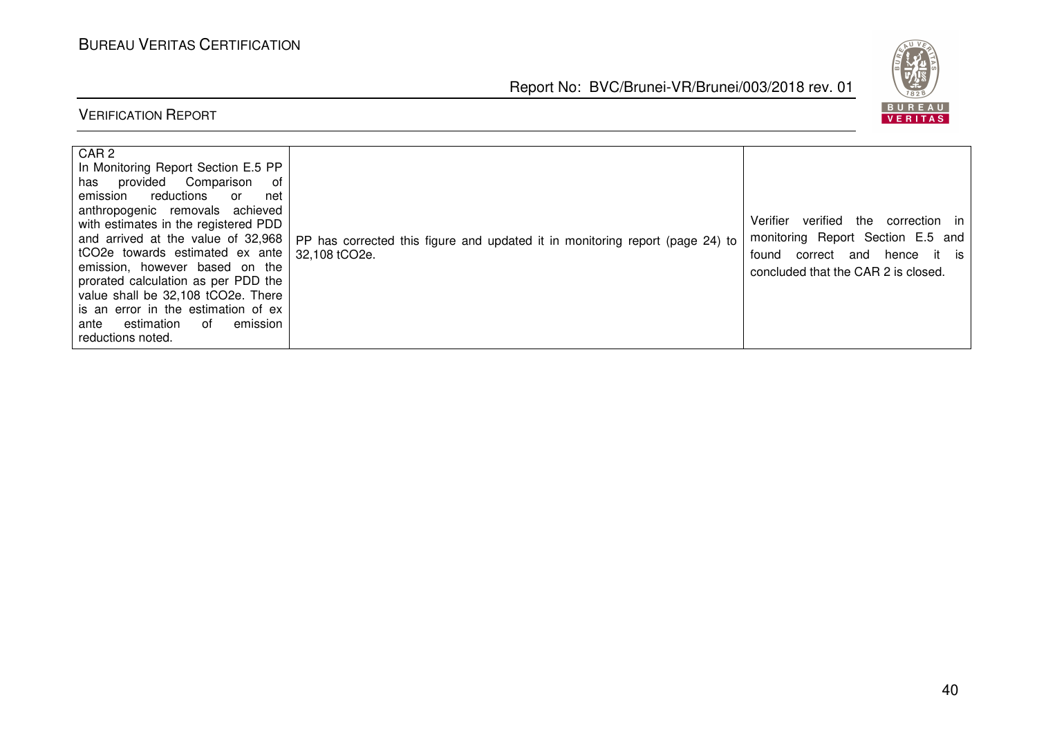| CAR 2<br>In Monitoring Report Section E.5 PP has provided Comparison of emission reductions or net anthropogenic removals achieved with estimates in the registered PDD and arrived at the value of 32,968 tCO2e towards estimated ex ante emission, however based on the prorated calculation as per PDD the value shall be 32,108 tCO2e. There is an error in the estimation of ex ante estimation of emission reductions noted. | PP has corrected this figure and updated it in monitoring report (page 24) to 32,108 tCO2e. | Verifier verified the correction in monitoring Report Section E.5 and found correct and hence it is concluded that the CAR 2 is closed. |
|---|---|---|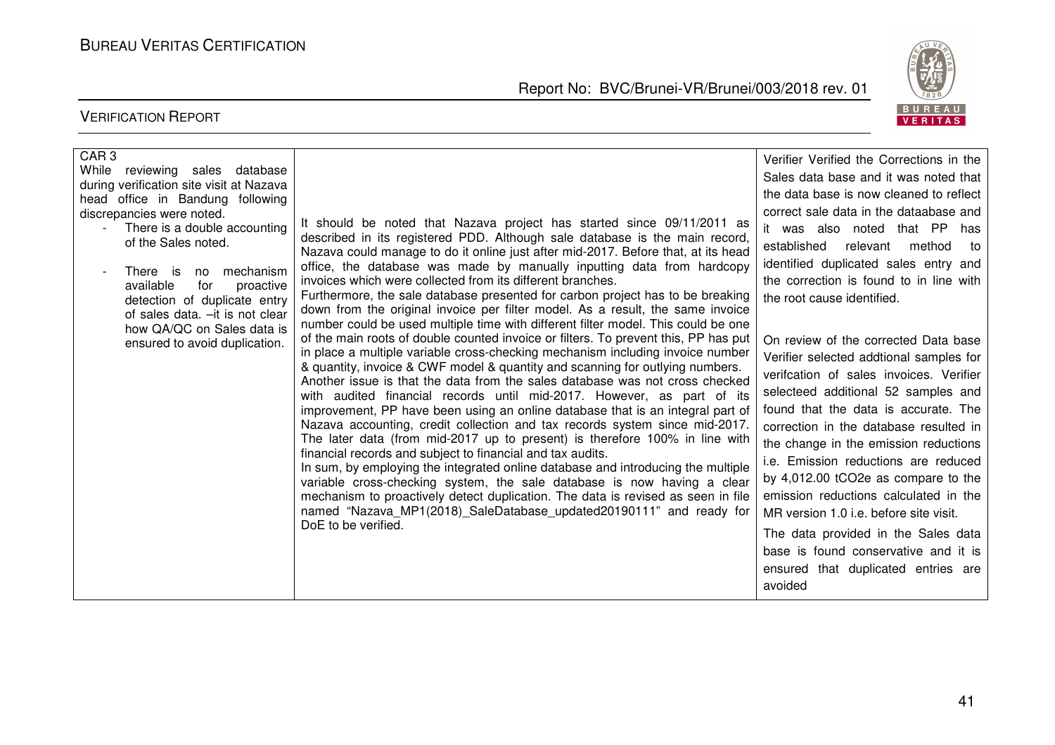| | | |
|---|---|---|
| CAR 3<br>While reviewing sales database during verification site visit at Nazava head office in Bandung following discrepancies were noted.<br>- There is a double accounting of the Sales noted.<br>- There is no mechanism available for proactive detection of duplicate entry of sales data. –it is not clear how QA/QC on Sales data is ensured to avoid duplication. | It should be noted that Nazava project has started since 09/11/2011 as described in its registered PDD. Although sale database is the main record, Nazava could manage to do it online just after mid-2017. Before that, at its head office, the database was made by manually inputting data from hardcopy invoices which were collected from its different branches.<br>Furthermore, the sale database presented for carbon project has to be breaking down from the original invoice per filter model. As a result, the same invoice number could be used multiple time with different filter model. This could be one of the main roots of double counted invoice or filters. To prevent this, PP has put in place a multiple variable cross-checking mechanism including invoice number & quantity, invoice & CWF model & quantity and scanning for outlying numbers.<br>Another issue is that the data from the sales database was not cross checked with audited financial records until mid-2017. However, as part of its improvement, PP have been using an online database that is an integral part of Nazava accounting, credit collection and tax records system since mid-2017. The later data (from mid-2017 up to present) is therefore 100% in line with financial records and subject to financial and tax audits.<br>In sum, by employing the integrated online database and introducing the multiple variable cross-checking system, the sale database is now having a clear mechanism to proactively detect duplication. The data is revised as seen in file named "Nazava_MP1(2018)_SaleDatabase_updated20190111" and ready for DoE to be verified. | Verifier Verified the Corrections in the Sales data base and it was noted that the data base is now cleaned to reflect correct sale data in the dataabase and it was also noted that PP has established relevant method to identified duplicated sales entry and the correction is found to in line with the root cause identified.<br><br>On review of the corrected Data base Verifier selected addtional samples for verifcation of sales invoices. Verifier selecteed additional 52 samples and found that the data is accurate. The correction in the database resulted in the change in the emission reductions i.e. Emission reductions are reduced by 4,012.00 $tCO_2e$ as compare to the emission reductions calculated in the MR version 1.0 i.e. before site visit.<br>The data provided in the Sales data base is found conservative and it is ensured that duplicated entries are avoided |